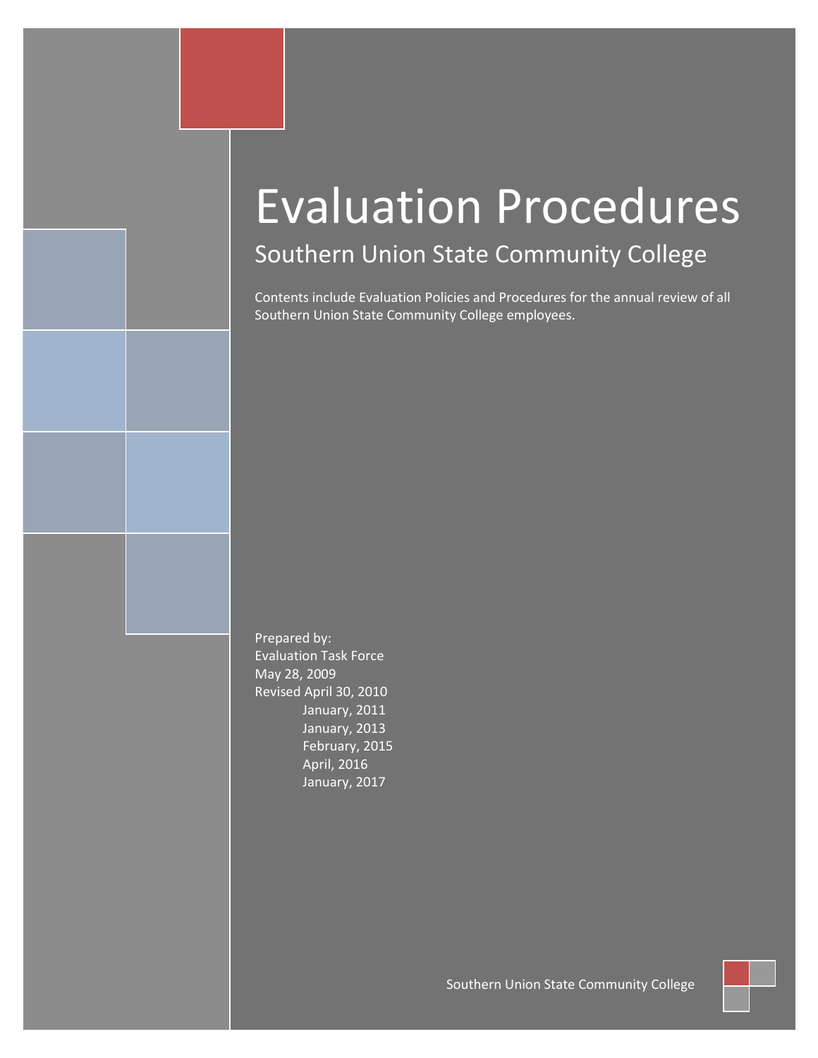# Evaluation Procedures

## Southern Union State Community College

Contents include Evaluation Policies and Procedures for the annual review of all Southern Union State Community College employees.

Prepared by:
Evaluation Task Force
May 28, 2009
Revised April 30, 2010
January, 2011
January, 2013
February, 2015
April, 2016
January, 2017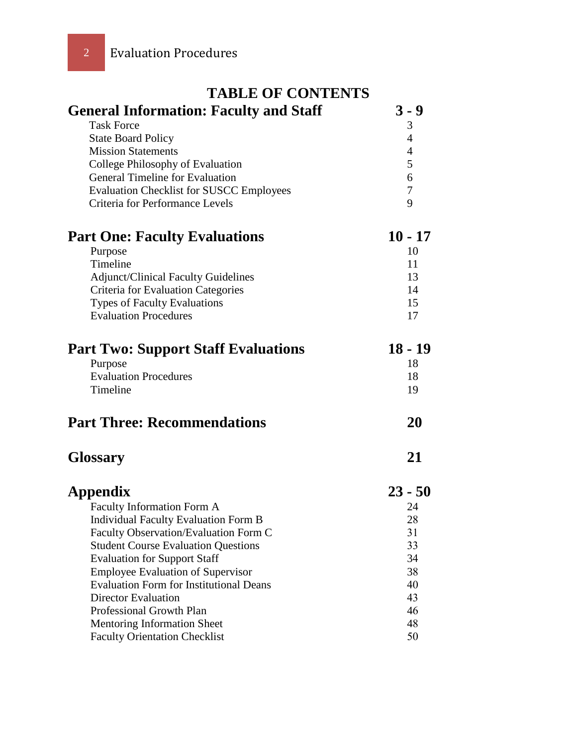# TABLE OF CONTENTS

| | |
|---|---|
| **General Information: Faculty and Staff** | **3 - 9** |
| Task Force | 3 |
| State Board Policy | 4 |
| Mission Statements | 4 |
| College Philosophy of Evaluation | 5 |
| General Timeline for Evaluation | 6 |
| Evaluation Checklist for SUSCC Employees | 7 |
| Criteria for Performance Levels | 9 |
| **Part One: Faculty Evaluations** | **10 - 17** |
| Purpose | 10 |
| Timeline | 11 |
| Adjunct/Clinical Faculty Guidelines | 13 |
| Criteria for Evaluation Categories | 14 |
| Types of Faculty Evaluations | 15 |
| Evaluation Procedures | 17 |
| **Part Two: Support Staff Evaluations** | **18 - 19** |
| Purpose | 18 |
| Evaluation Procedures | 18 |
| Timeline | 19 |
| **Part Three: Recommendations** | **20** |
| **Glossary** | **21** |
| **Appendix** | **23 - 50** |
| Faculty Information Form A | 24 |
| Individual Faculty Evaluation Form B | 28 |
| Faculty Observation/Evaluation Form C | 31 |
| Student Course Evaluation Questions | 33 |
| Evaluation for Support Staff | 34 |
| Employee Evaluation of Supervisor | 38 |
| Evaluation Form for Institutional Deans | 40 |
| Director Evaluation | 43 |
| Professional Growth Plan | 46 |
| Mentoring Information Sheet | 48 |
| Faculty Orientation Checklist | 50 |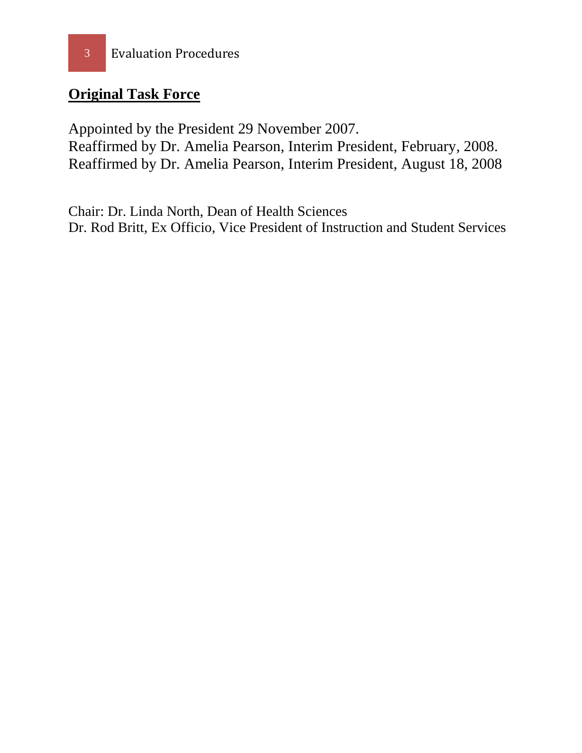## Original Task Force

Appointed by the President 29 November 2007.
Reaffirmed by Dr. Amelia Pearson, Interim President, February, 2008.
Reaffirmed by Dr. Amelia Pearson, Interim President, August 18, 2008

Chair: Dr. Linda North, Dean of Health Sciences
Dr. Rod Britt, Ex Officio, Vice President of Instruction and Student Services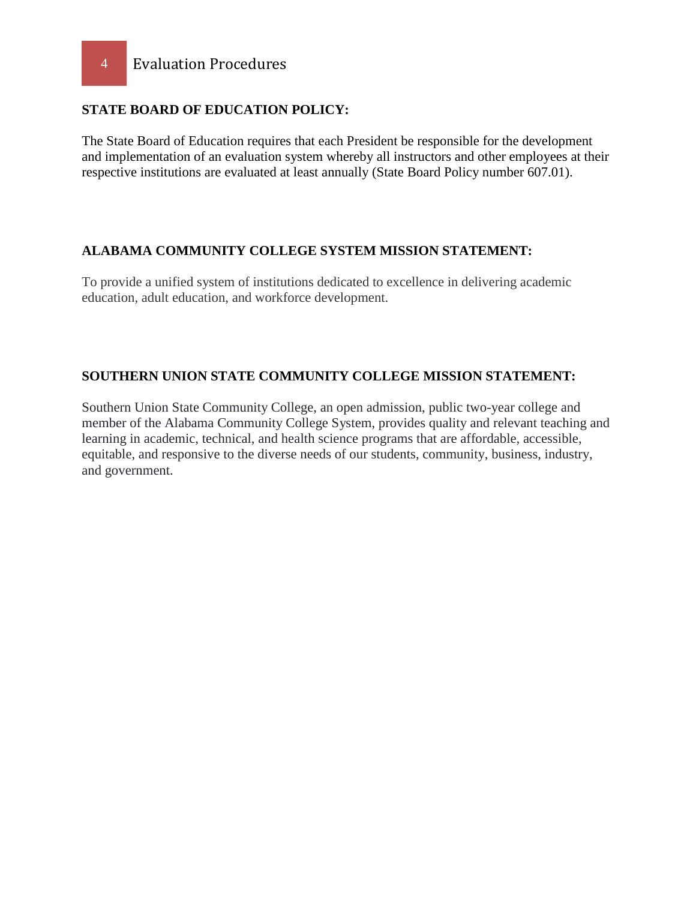# Evaluation Procedures

**STATE BOARD OF EDUCATION POLICY:**

The State Board of Education requires that each President be responsible for the development and implementation of an evaluation system whereby all instructors and other employees at their respective institutions are evaluated at least annually (State Board Policy number 607.01).

**ALABAMA COMMUNITY COLLEGE SYSTEM MISSION STATEMENT:**

To provide a unified system of institutions dedicated to excellence in delivering academic education, adult education, and workforce development.

**SOUTHERN UNION STATE COMMUNITY COLLEGE MISSION STATEMENT:**

Southern Union State Community College, an open admission, public two-year college and member of the Alabama Community College System, provides quality and relevant teaching and learning in academic, technical, and health science programs that are affordable, accessible, equitable, and responsive to the diverse needs of our students, community, business, industry, and government.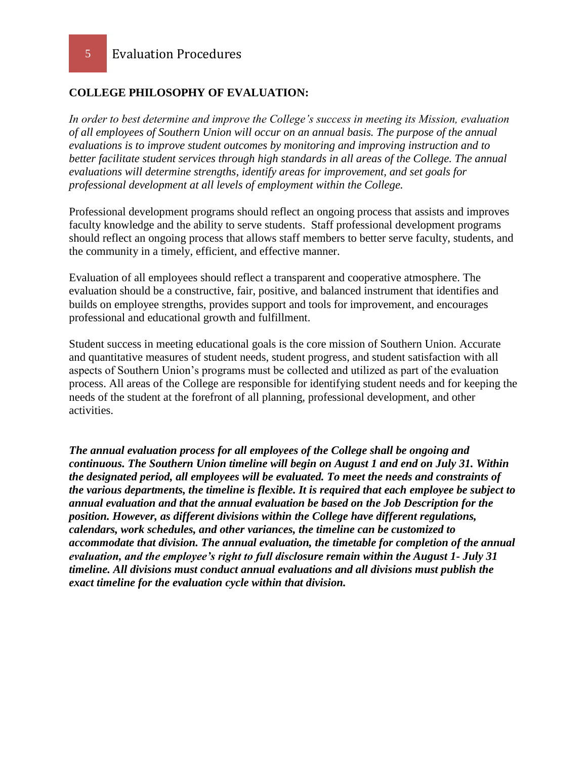## COLLEGE PHILOSOPHY OF EVALUATION:

*In order to best determine and improve the College's success in meeting its Mission, evaluation of all employees of Southern Union will occur on an annual basis. The purpose of the annual evaluations is to improve student outcomes by monitoring and improving instruction and to better facilitate student services through high standards in all areas of the College. The annual evaluations will determine strengths, identify areas for improvement, and set goals for professional development at all levels of employment within the College.*

Professional development programs should reflect an ongoing process that assists and improves faculty knowledge and the ability to serve students. Staff professional development programs should reflect an ongoing process that allows staff members to better serve faculty, students, and the community in a timely, efficient, and effective manner.

Evaluation of all employees should reflect a transparent and cooperative atmosphere. The evaluation should be a constructive, fair, positive, and balanced instrument that identifies and builds on employee strengths, provides support and tools for improvement, and encourages professional and educational growth and fulfillment.

Student success in meeting educational goals is the core mission of Southern Union. Accurate and quantitative measures of student needs, student progress, and student satisfaction with all aspects of Southern Union's programs must be collected and utilized as part of the evaluation process. All areas of the College are responsible for identifying student needs and for keeping the needs of the student at the forefront of all planning, professional development, and other activities.

***The annual evaluation process for all employees of the College shall be ongoing and continuous. The Southern Union timeline will begin on August 1 and end on July 31. Within the designated period, all employees will be evaluated. To meet the needs and constraints of the various departments, the timeline is flexible. It is required that each employee be subject to annual evaluation and that the annual evaluation be based on the Job Description for the position. However, as different divisions within the College have different regulations, calendars, work schedules, and other variances, the timeline can be customized to accommodate that division. The annual evaluation, the timetable for completion of the annual evaluation, and the employee's right to full disclosure remain within the August 1- July 31 timeline. All divisions must conduct annual evaluations and all divisions must publish the exact timeline for the evaluation cycle within that division.***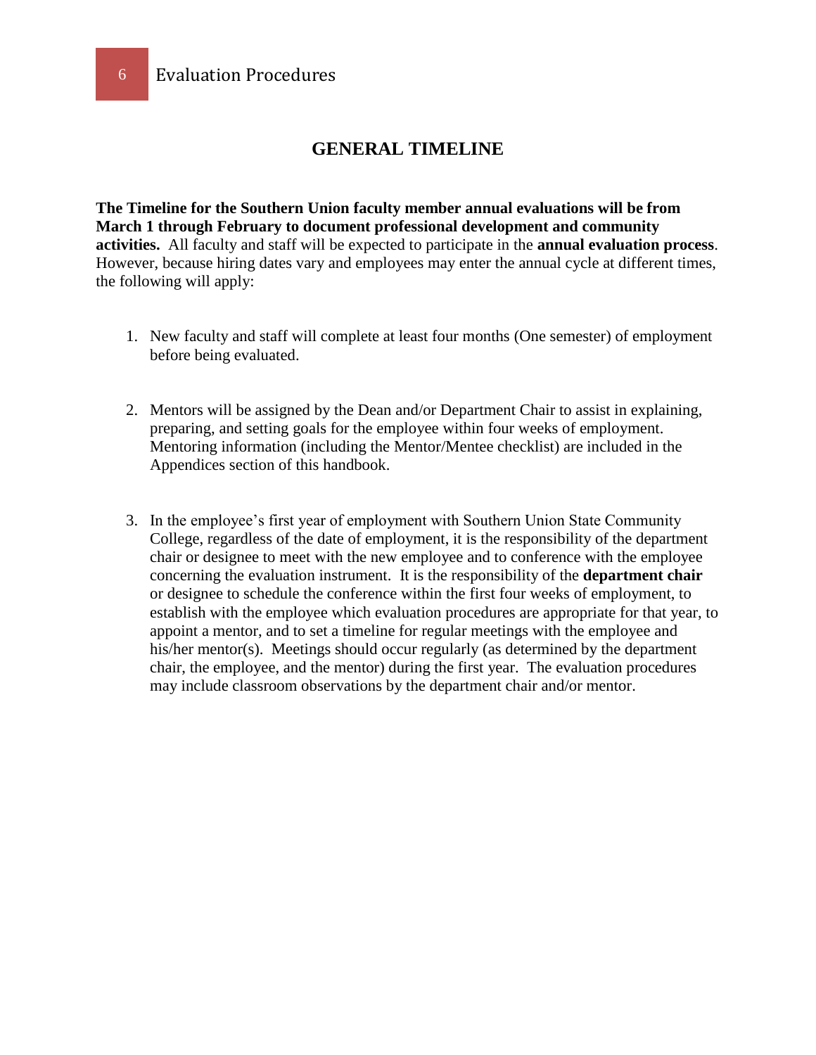## GENERAL TIMELINE

**The Timeline for the Southern Union faculty member annual evaluations will be from March 1 through February to document professional development and community activities.** All faculty and staff will be expected to participate in the **annual evaluation process**. However, because hiring dates vary and employees may enter the annual cycle at different times, the following will apply:

1. New faculty and staff will complete at least four months (One semester) of employment before being evaluated.

2. Mentors will be assigned by the Dean and/or Department Chair to assist in explaining, preparing, and setting goals for the employee within four weeks of employment. Mentoring information (including the Mentor/Mentee checklist) are included in the Appendices section of this handbook.

3. In the employee's first year of employment with Southern Union State Community College, regardless of the date of employment, it is the responsibility of the department chair or designee to meet with the new employee and to conference with the employee concerning the evaluation instrument. It is the responsibility of the **department chair** or designee to schedule the conference within the first four weeks of employment, to establish with the employee which evaluation procedures are appropriate for that year, to appoint a mentor, and to set a timeline for regular meetings with the employee and his/her mentor(s). Meetings should occur regularly (as determined by the department chair, the employee, and the mentor) during the first year. The evaluation procedures may include classroom observations by the department chair and/or mentor.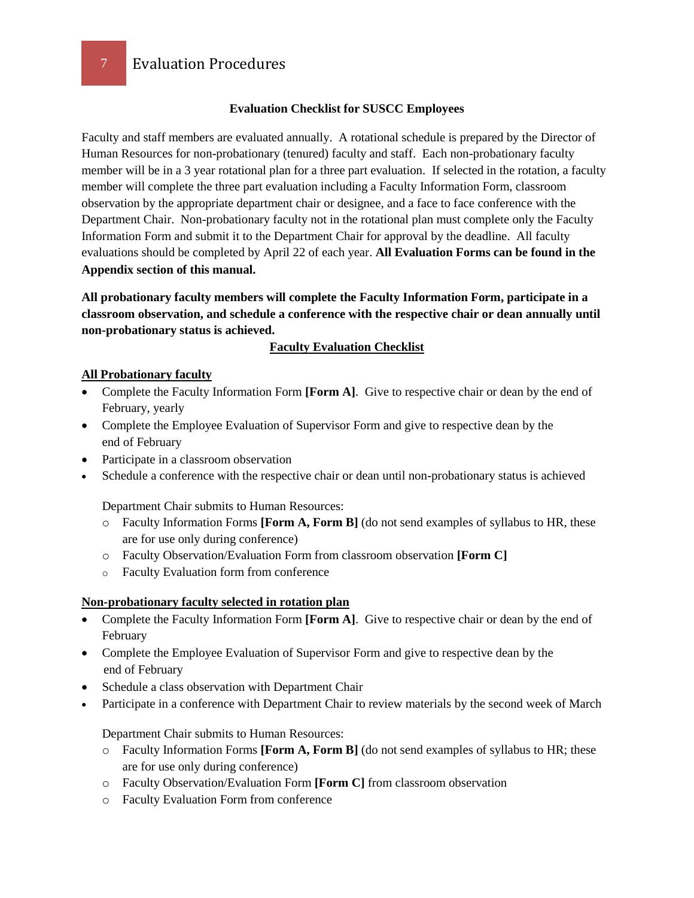# Evaluation Procedures

**Evaluation Checklist for SUSCC Employees**

Faculty and staff members are evaluated annually. A rotational schedule is prepared by the Director of Human Resources for non-probationary (tenured) faculty and staff. Each non-probationary faculty member will be in a 3 year rotational plan for a three part evaluation. If selected in the rotation, a faculty member will complete the three part evaluation including a Faculty Information Form, classroom observation by the appropriate department chair or designee, and a face to face conference with the Department Chair. Non-probationary faculty not in the rotational plan must complete only the Faculty Information Form and submit it to the Department Chair for approval by the deadline. All faculty evaluations should be completed by April 22 of each year. **All Evaluation Forms can be found in the Appendix section of this manual.**

**All probationary faculty members will complete the Faculty Information Form, participate in a classroom observation, and schedule a conference with the respective chair or dean annually until non-probationary status is achieved.**

**Faculty Evaluation Checklist**

**All Probationary faculty**

- Complete the Faculty Information Form **[Form A]**. Give to respective chair or dean by the end of February, yearly
- Complete the Employee Evaluation of Supervisor Form and give to respective dean by the end of February
- Participate in a classroom observation
- Schedule a conference with the respective chair or dean until non-probationary status is achieved

  Department Chair submits to Human Resources:
  - Faculty Information Forms **[Form A, Form B]** (do not send examples of syllabus to HR, these are for use only during conference)
  - Faculty Observation/Evaluation Form from classroom observation **[Form C]**
  - Faculty Evaluation form from conference

**Non-probationary faculty selected in rotation plan**

- Complete the Faculty Information Form **[Form A]**. Give to respective chair or dean by the end of February
- Complete the Employee Evaluation of Supervisor Form and give to respective dean by the end of February
- Schedule a class observation with Department Chair
- Participate in a conference with Department Chair to review materials by the second week of March

  Department Chair submits to Human Resources:
  - Faculty Information Forms **[Form A, Form B]** (do not send examples of syllabus to HR; these are for use only during conference)
  - Faculty Observation/Evaluation Form **[Form C]** from classroom observation
  - Faculty Evaluation Form from conference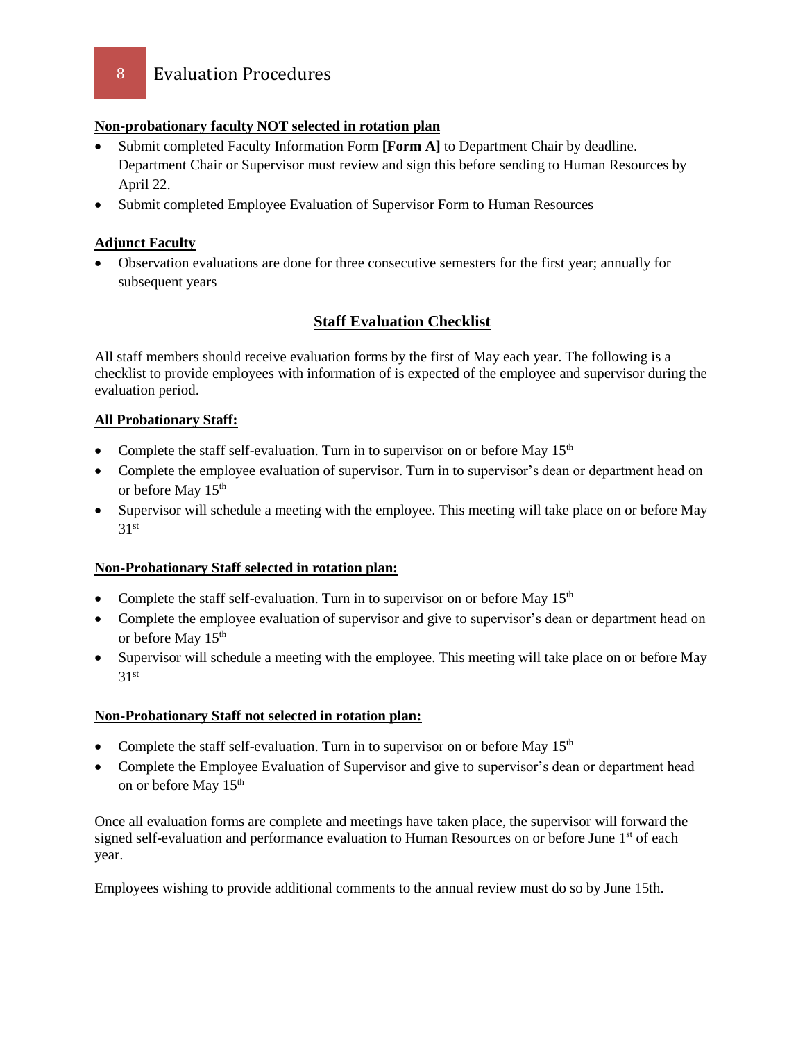**Non-probationary faculty NOT selected in rotation plan**

- Submit completed Faculty Information Form **[Form A]** to Department Chair by deadline. Department Chair or Supervisor must review and sign this before sending to Human Resources by April 22.
- Submit completed Employee Evaluation of Supervisor Form to Human Resources

**Adjunct Faculty**

- Observation evaluations are done for three consecutive semesters for the first year; annually for subsequent years

## Staff Evaluation Checklist

All staff members should receive evaluation forms by the first of May each year. The following is a checklist to provide employees with information of is expected of the employee and supervisor during the evaluation period.

**All Probationary Staff:**

- Complete the staff self-evaluation. Turn in to supervisor on or before May 15th
- Complete the employee evaluation of supervisor. Turn in to supervisor's dean or department head on or before May 15th
- Supervisor will schedule a meeting with the employee. This meeting will take place on or before May 31st

**Non-Probationary Staff selected in rotation plan:**

- Complete the staff self-evaluation. Turn in to supervisor on or before May 15th
- Complete the employee evaluation of supervisor and give to supervisor's dean or department head on or before May 15th
- Supervisor will schedule a meeting with the employee. This meeting will take place on or before May 31st

**Non-Probationary Staff not selected in rotation plan:**

- Complete the staff self-evaluation. Turn in to supervisor on or before May 15th
- Complete the Employee Evaluation of Supervisor and give to supervisor's dean or department head on or before May 15th

Once all evaluation forms are complete and meetings have taken place, the supervisor will forward the signed self-evaluation and performance evaluation to Human Resources on or before June 1st of each year.

Employees wishing to provide additional comments to the annual review must do so by June 15th.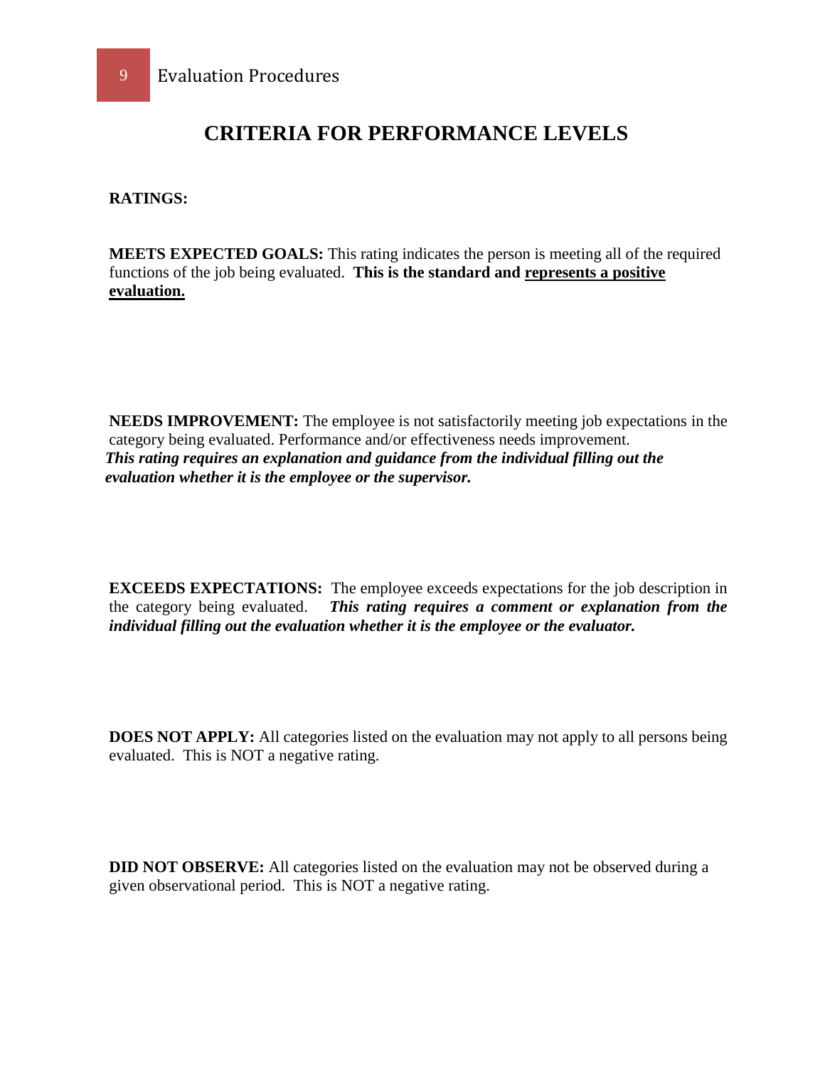# CRITERIA FOR PERFORMANCE LEVELS

**RATINGS:**

**MEETS EXPECTED GOALS:** This rating indicates the person is meeting all of the required functions of the job being evaluated. **This is the standard and <u>represents a positive evaluation.</u>**

**NEEDS IMPROVEMENT:** The employee is not satisfactorily meeting job expectations in the category being evaluated. Performance and/or effectiveness needs improvement. ***This rating requires an explanation and guidance from the individual filling out the evaluation whether it is the employee or the supervisor.***

**EXCEEDS EXPECTATIONS:** The employee exceeds expectations for the job description in the category being evaluated. ***This rating requires a comment or explanation from the individual filling out the evaluation whether it is the employee or the evaluator.***

**DOES NOT APPLY:** All categories listed on the evaluation may not apply to all persons being evaluated. This is NOT a negative rating.

**DID NOT OBSERVE:** All categories listed on the evaluation may not be observed during a given observational period. This is NOT a negative rating.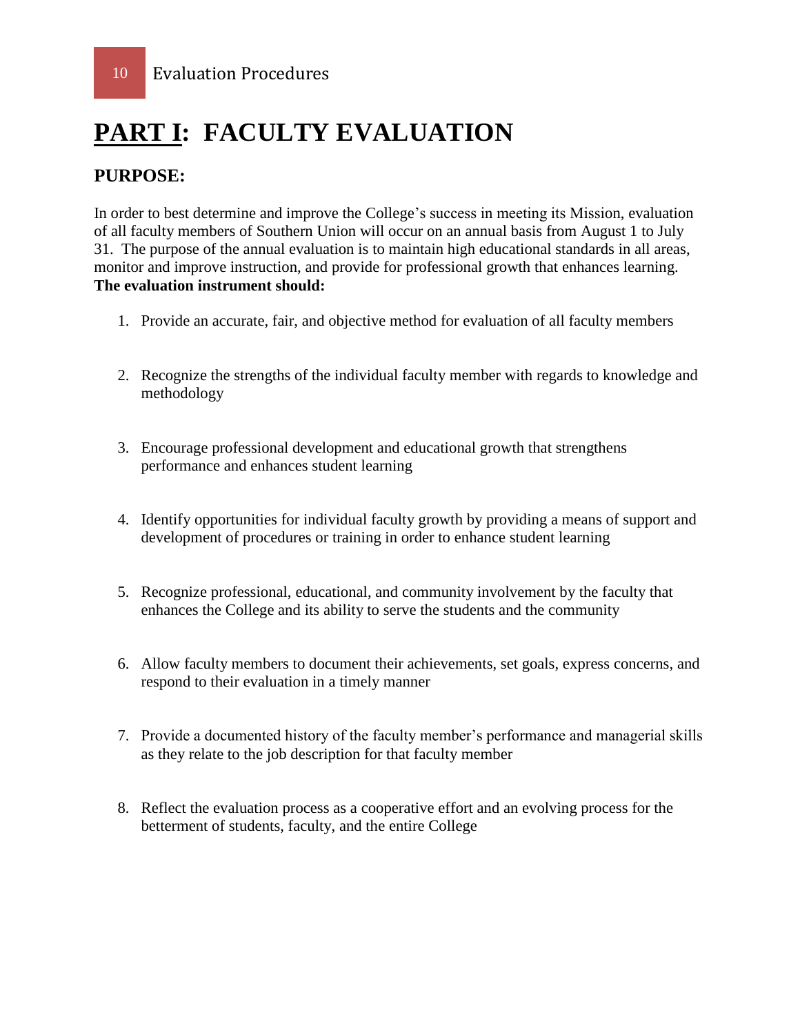# PART I: FACULTY EVALUATION

## PURPOSE:

In order to best determine and improve the College's success in meeting its Mission, evaluation of all faculty members of Southern Union will occur on an annual basis from August 1 to July 31. The purpose of the annual evaluation is to maintain high educational standards in all areas, monitor and improve instruction, and provide for professional growth that enhances learning. **The evaluation instrument should:**

1. Provide an accurate, fair, and objective method for evaluation of all faculty members

2. Recognize the strengths of the individual faculty member with regards to knowledge and methodology

3. Encourage professional development and educational growth that strengthens performance and enhances student learning

4. Identify opportunities for individual faculty growth by providing a means of support and development of procedures or training in order to enhance student learning

5. Recognize professional, educational, and community involvement by the faculty that enhances the College and its ability to serve the students and the community

6. Allow faculty members to document their achievements, set goals, express concerns, and respond to their evaluation in a timely manner

7. Provide a documented history of the faculty member's performance and managerial skills as they relate to the job description for that faculty member

8. Reflect the evaluation process as a cooperative effort and an evolving process for the betterment of students, faculty, and the entire College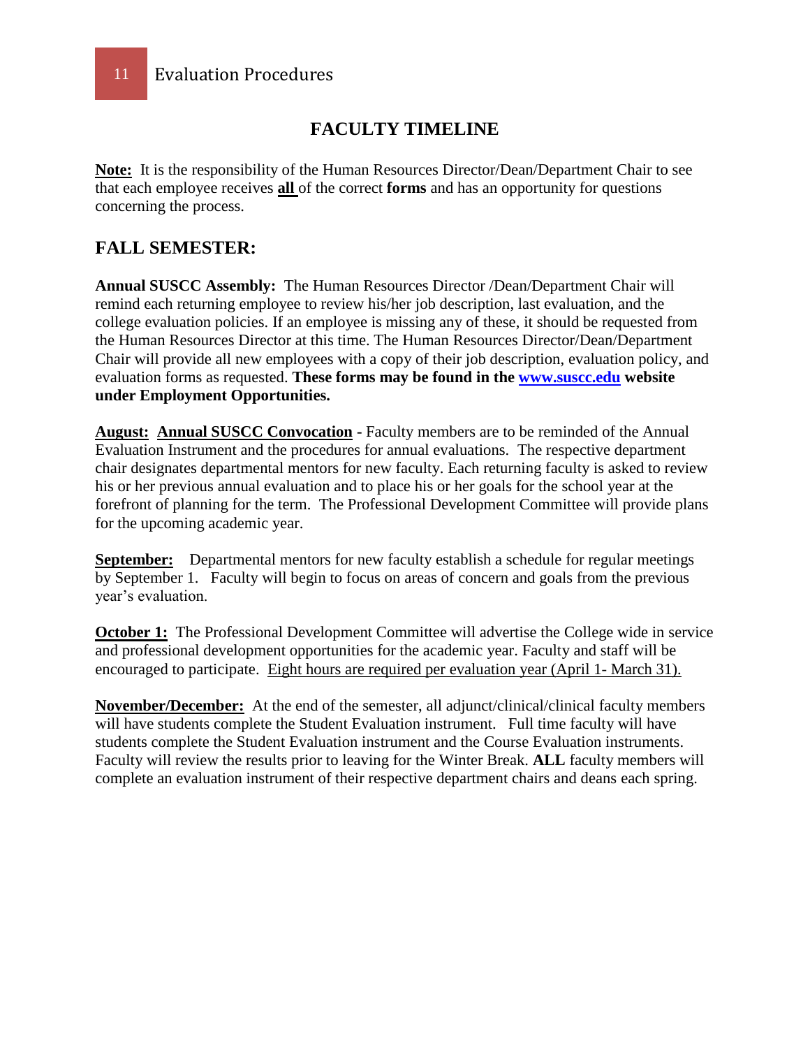## FACULTY TIMELINE

**Note:** It is the responsibility of the Human Resources Director/Dean/Department Chair to see that each employee receives **all** of the correct **forms** and has an opportunity for questions concerning the process.

## FALL SEMESTER:

**Annual SUSCC Assembly:** The Human Resources Director /Dean/Department Chair will remind each returning employee to review his/her job description, last evaluation, and the college evaluation policies. If an employee is missing any of these, it should be requested from the Human Resources Director at this time. The Human Resources Director/Dean/Department Chair will provide all new employees with a copy of their job description, evaluation policy, and evaluation forms as requested. **These forms may be found in the [www.suscc.edu](http://www.suscc.edu) website under Employment Opportunities.**

**August: Annual SUSCC Convocation -** Faculty members are to be reminded of the Annual Evaluation Instrument and the procedures for annual evaluations. The respective department chair designates departmental mentors for new faculty. Each returning faculty is asked to review his or her previous annual evaluation and to place his or her goals for the school year at the forefront of planning for the term. The Professional Development Committee will provide plans for the upcoming academic year.

**September:** Departmental mentors for new faculty establish a schedule for regular meetings by September 1. Faculty will begin to focus on areas of concern and goals from the previous year's evaluation.

**October 1:** The Professional Development Committee will advertise the College wide in service and professional development opportunities for the academic year. Faculty and staff will be encouraged to participate. Eight hours are required per evaluation year (April 1- March 31).

**November/December:** At the end of the semester, all adjunct/clinical/clinical faculty members will have students complete the Student Evaluation instrument. Full time faculty will have students complete the Student Evaluation instrument and the Course Evaluation instruments. Faculty will review the results prior to leaving for the Winter Break. **ALL** faculty members will complete an evaluation instrument of their respective department chairs and deans each spring.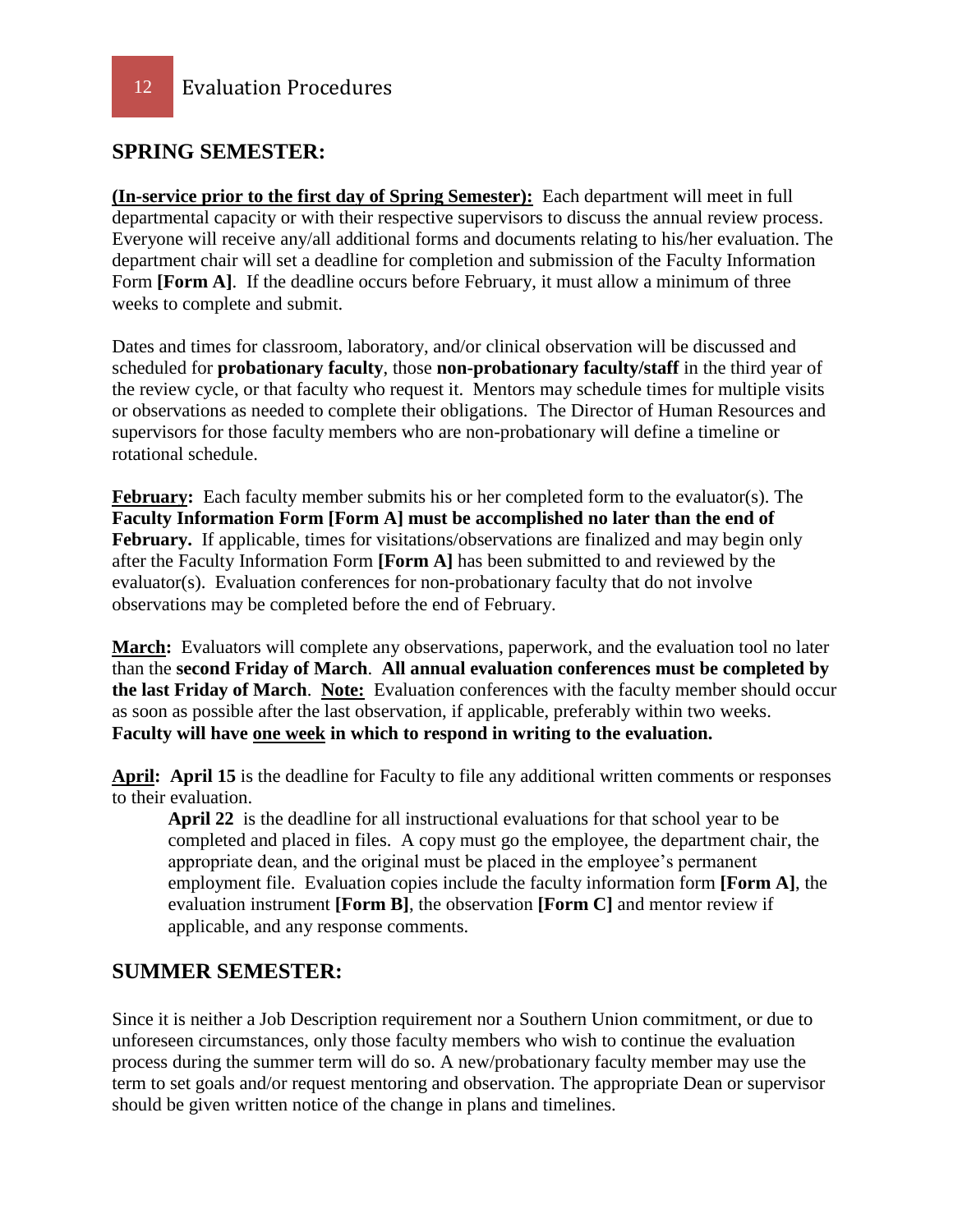## SPRING SEMESTER:

**<u>(In-service prior to the first day of Spring Semester):</u>** Each department will meet in full departmental capacity or with their respective supervisors to discuss the annual review process. Everyone will receive any/all additional forms and documents relating to his/her evaluation. The department chair will set a deadline for completion and submission of the Faculty Information Form **[Form A]**. If the deadline occurs before February, it must allow a minimum of three weeks to complete and submit.

Dates and times for classroom, laboratory, and/or clinical observation will be discussed and scheduled for **probationary faculty**, those **non-probationary faculty/staff** in the third year of the review cycle, or that faculty who request it. Mentors may schedule times for multiple visits or observations as needed to complete their obligations. The Director of Human Resources and supervisors for those faculty members who are non-probationary will define a timeline or rotational schedule.

**<u>February</u>:** Each faculty member submits his or her completed form to the evaluator(s). The **Faculty Information Form [Form A] must be accomplished no later than the end of February.** If applicable, times for visitations/observations are finalized and may begin only after the Faculty Information Form **[Form A]** has been submitted to and reviewed by the evaluator(s). Evaluation conferences for non-probationary faculty that do not involve observations may be completed before the end of February.

**<u>March</u>:** Evaluators will complete any observations, paperwork, and the evaluation tool no later than the **second Friday of March**. **All annual evaluation conferences must be completed by the last Friday of March**. **<u>Note:</u>** Evaluation conferences with the faculty member should occur as soon as possible after the last observation, if applicable, preferably within two weeks. **Faculty will have <u>one week</u> in which to respond in writing to the evaluation.**

**<u>April</u>:** **April 15** is the deadline for Faculty to file any additional written comments or responses to their evaluation.

> **April 22** is the deadline for all instructional evaluations for that school year to be completed and placed in files. A copy must go the employee, the department chair, the appropriate dean, and the original must be placed in the employee's permanent employment file. Evaluation copies include the faculty information form **[Form A]**, the evaluation instrument **[Form B]**, the observation **[Form C]** and mentor review if applicable, and any response comments.

## SUMMER SEMESTER:

Since it is neither a Job Description requirement nor a Southern Union commitment, or due to unforeseen circumstances, only those faculty members who wish to continue the evaluation process during the summer term will do so. A new/probationary faculty member may use the term to set goals and/or request mentoring and observation. The appropriate Dean or supervisor should be given written notice of the change in plans and timelines.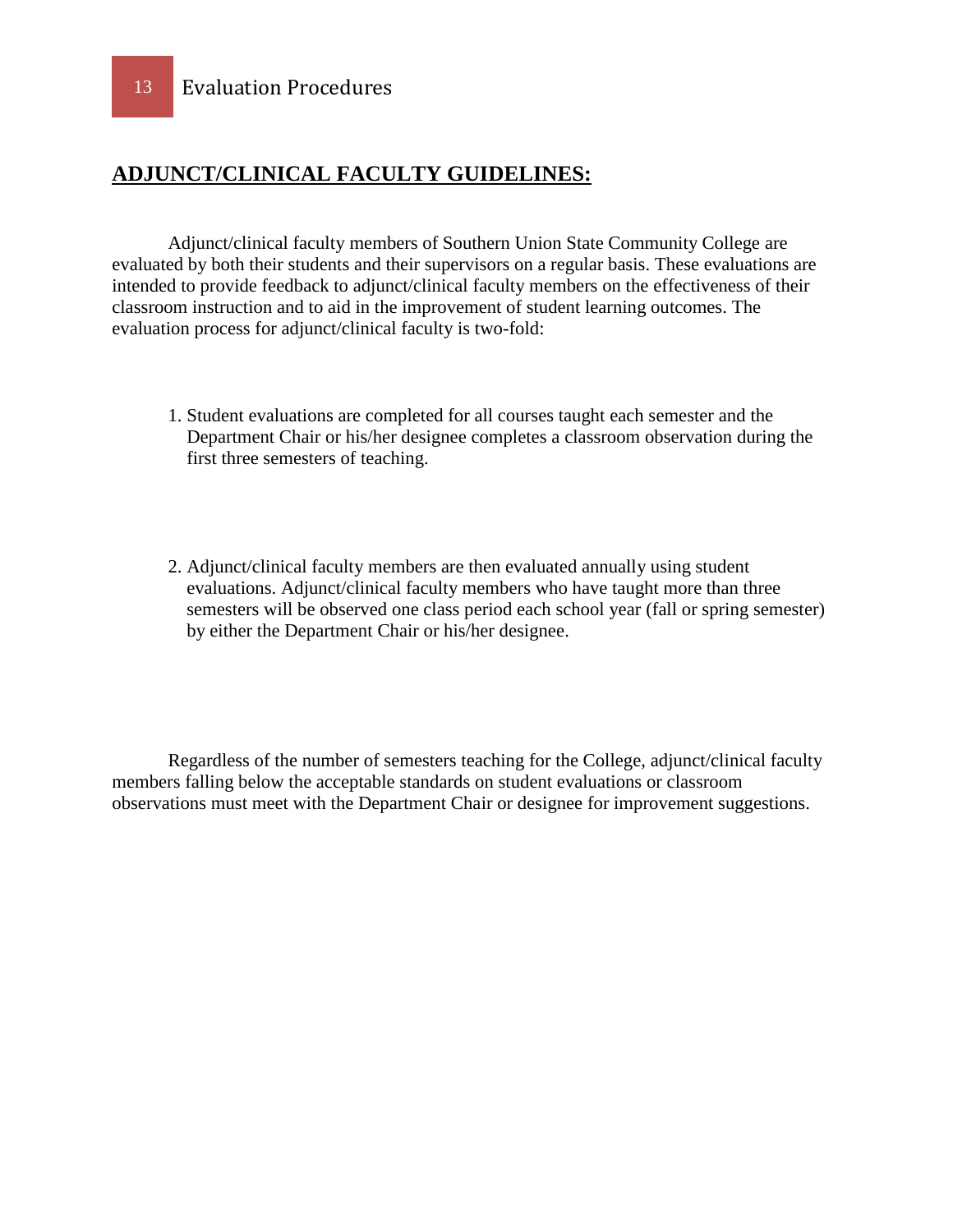## ADJUNCT/CLINICAL FACULTY GUIDELINES:

Adjunct/clinical faculty members of Southern Union State Community College are evaluated by both their students and their supervisors on a regular basis. These evaluations are intended to provide feedback to adjunct/clinical faculty members on the effectiveness of their classroom instruction and to aid in the improvement of student learning outcomes. The evaluation process for adjunct/clinical faculty is two-fold:

1. Student evaluations are completed for all courses taught each semester and the Department Chair or his/her designee completes a classroom observation during the first three semesters of teaching.

2. Adjunct/clinical faculty members are then evaluated annually using student evaluations. Adjunct/clinical faculty members who have taught more than three semesters will be observed one class period each school year (fall or spring semester) by either the Department Chair or his/her designee.

Regardless of the number of semesters teaching for the College, adjunct/clinical faculty members falling below the acceptable standards on student evaluations or classroom observations must meet with the Department Chair or designee for improvement suggestions.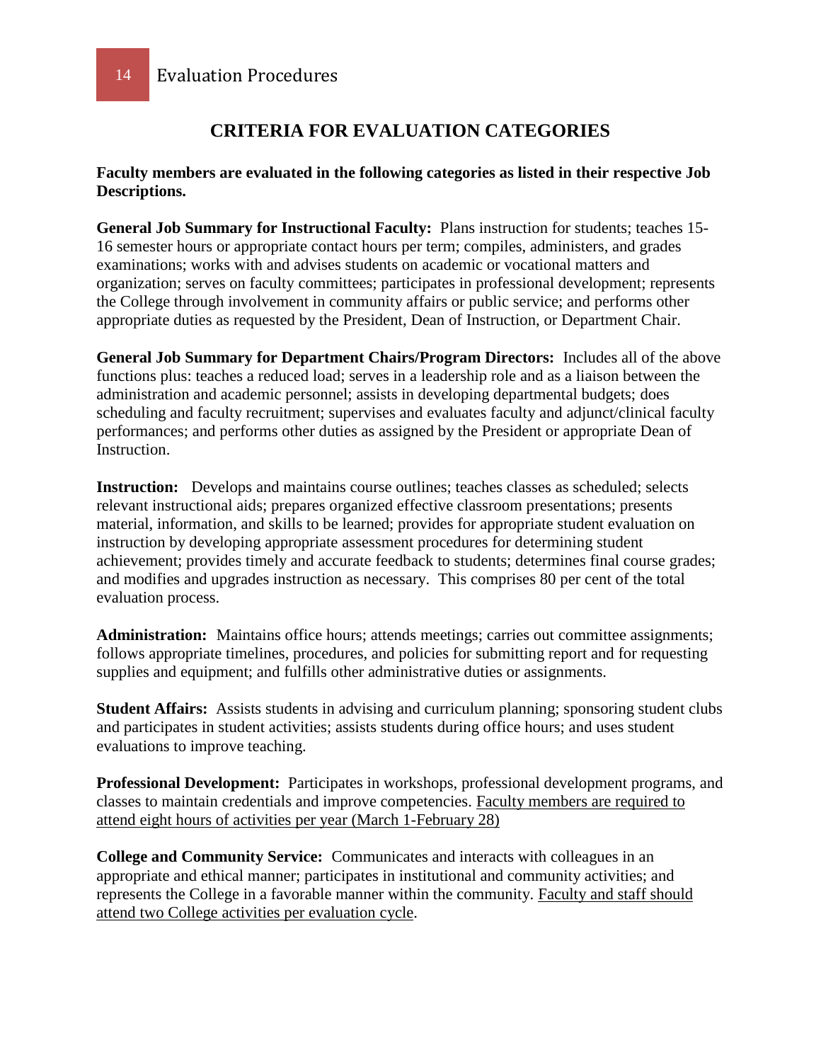## CRITERIA FOR EVALUATION CATEGORIES

**Faculty members are evaluated in the following categories as listed in their respective Job Descriptions.**

**General Job Summary for Instructional Faculty:** Plans instruction for students; teaches 15-16 semester hours or appropriate contact hours per term; compiles, administers, and grades examinations; works with and advises students on academic or vocational matters and organization; serves on faculty committees; participates in professional development; represents the College through involvement in community affairs or public service; and performs other appropriate duties as requested by the President, Dean of Instruction, or Department Chair.

**General Job Summary for Department Chairs/Program Directors:** Includes all of the above functions plus: teaches a reduced load; serves in a leadership role and as a liaison between the administration and academic personnel; assists in developing departmental budgets; does scheduling and faculty recruitment; supervises and evaluates faculty and adjunct/clinical faculty performances; and performs other duties as assigned by the President or appropriate Dean of Instruction.

**Instruction:** Develops and maintains course outlines; teaches classes as scheduled; selects relevant instructional aids; prepares organized effective classroom presentations; presents material, information, and skills to be learned; provides for appropriate student evaluation on instruction by developing appropriate assessment procedures for determining student achievement; provides timely and accurate feedback to students; determines final course grades; and modifies and upgrades instruction as necessary. This comprises 80 per cent of the total evaluation process.

**Administration:** Maintains office hours; attends meetings; carries out committee assignments; follows appropriate timelines, procedures, and policies for submitting report and for requesting supplies and equipment; and fulfills other administrative duties or assignments.

**Student Affairs:** Assists students in advising and curriculum planning; sponsoring student clubs and participates in student activities; assists students during office hours; and uses student evaluations to improve teaching.

**Professional Development:** Participates in workshops, professional development programs, and classes to maintain credentials and improve competencies. <u>Faculty members are required to attend eight hours of activities per year (March 1-February 28)</u>

**College and Community Service:** Communicates and interacts with colleagues in an appropriate and ethical manner; participates in institutional and community activities; and represents the College in a favorable manner within the community. <u>Faculty and staff should attend two College activities per evaluation cycle</u>.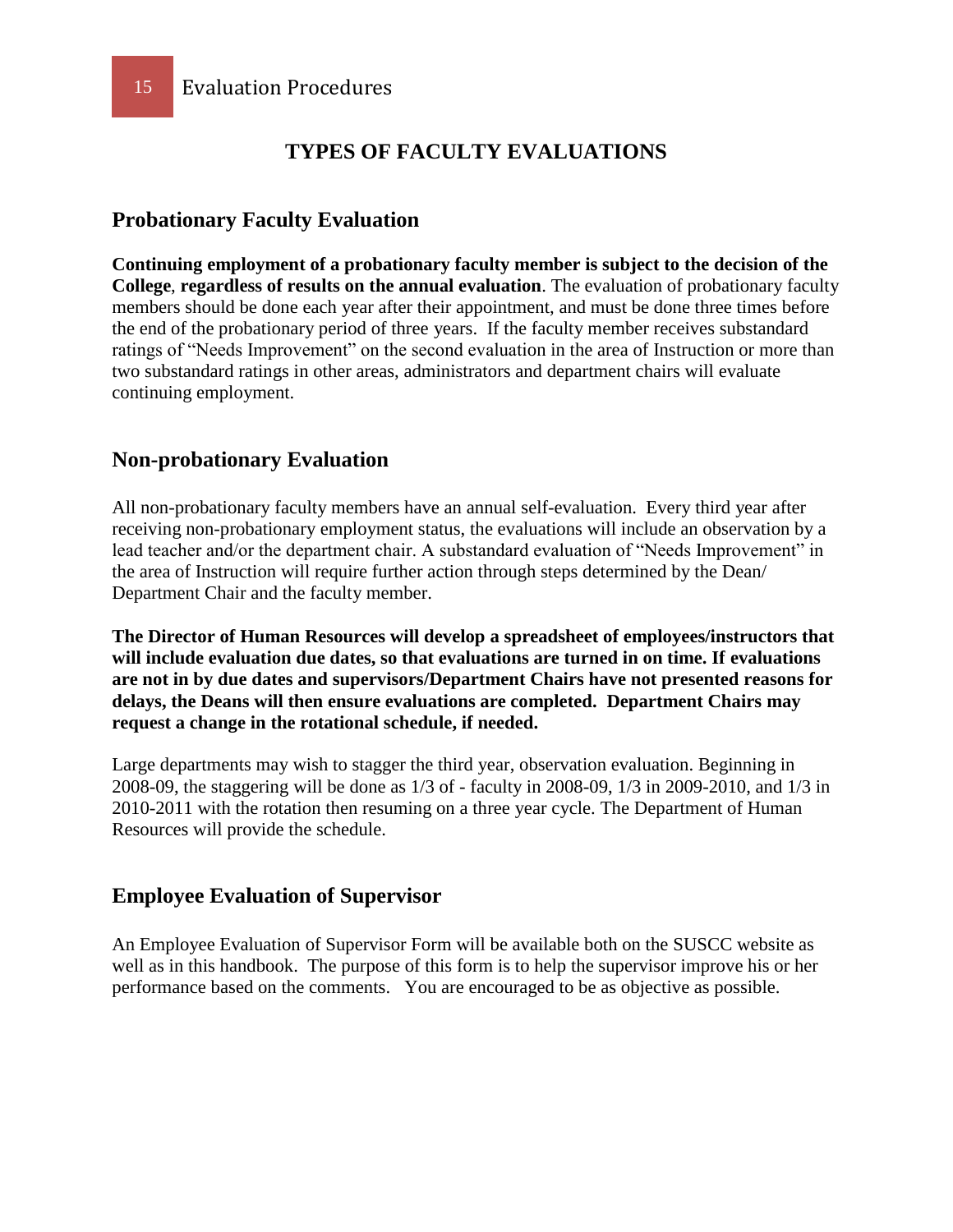# TYPES OF FACULTY EVALUATIONS

## Probationary Faculty Evaluation

**Continuing employment of a probationary faculty member is subject to the decision of the College**, **regardless of results on the annual evaluation**. The evaluation of probationary faculty members should be done each year after their appointment, and must be done three times before the end of the probationary period of three years. If the faculty member receives substandard ratings of "Needs Improvement" on the second evaluation in the area of Instruction or more than two substandard ratings in other areas, administrators and department chairs will evaluate continuing employment.

## Non-probationary Evaluation

All non-probationary faculty members have an annual self-evaluation. Every third year after receiving non-probationary employment status, the evaluations will include an observation by a lead teacher and/or the department chair. A substandard evaluation of "Needs Improvement" in the area of Instruction will require further action through steps determined by the Dean/ Department Chair and the faculty member.

**The Director of Human Resources will develop a spreadsheet of employees/instructors that will include evaluation due dates, so that evaluations are turned in on time. If evaluations are not in by due dates and supervisors/Department Chairs have not presented reasons for delays, the Deans will then ensure evaluations are completed. Department Chairs may request a change in the rotational schedule, if needed.**

Large departments may wish to stagger the third year, observation evaluation. Beginning in 2008-09, the staggering will be done as 1/3 of - faculty in 2008-09, 1/3 in 2009-2010, and 1/3 in 2010-2011 with the rotation then resuming on a three year cycle. The Department of Human Resources will provide the schedule.

## Employee Evaluation of Supervisor

An Employee Evaluation of Supervisor Form will be available both on the SUSCC website as well as in this handbook. The purpose of this form is to help the supervisor improve his or her performance based on the comments. You are encouraged to be as objective as possible.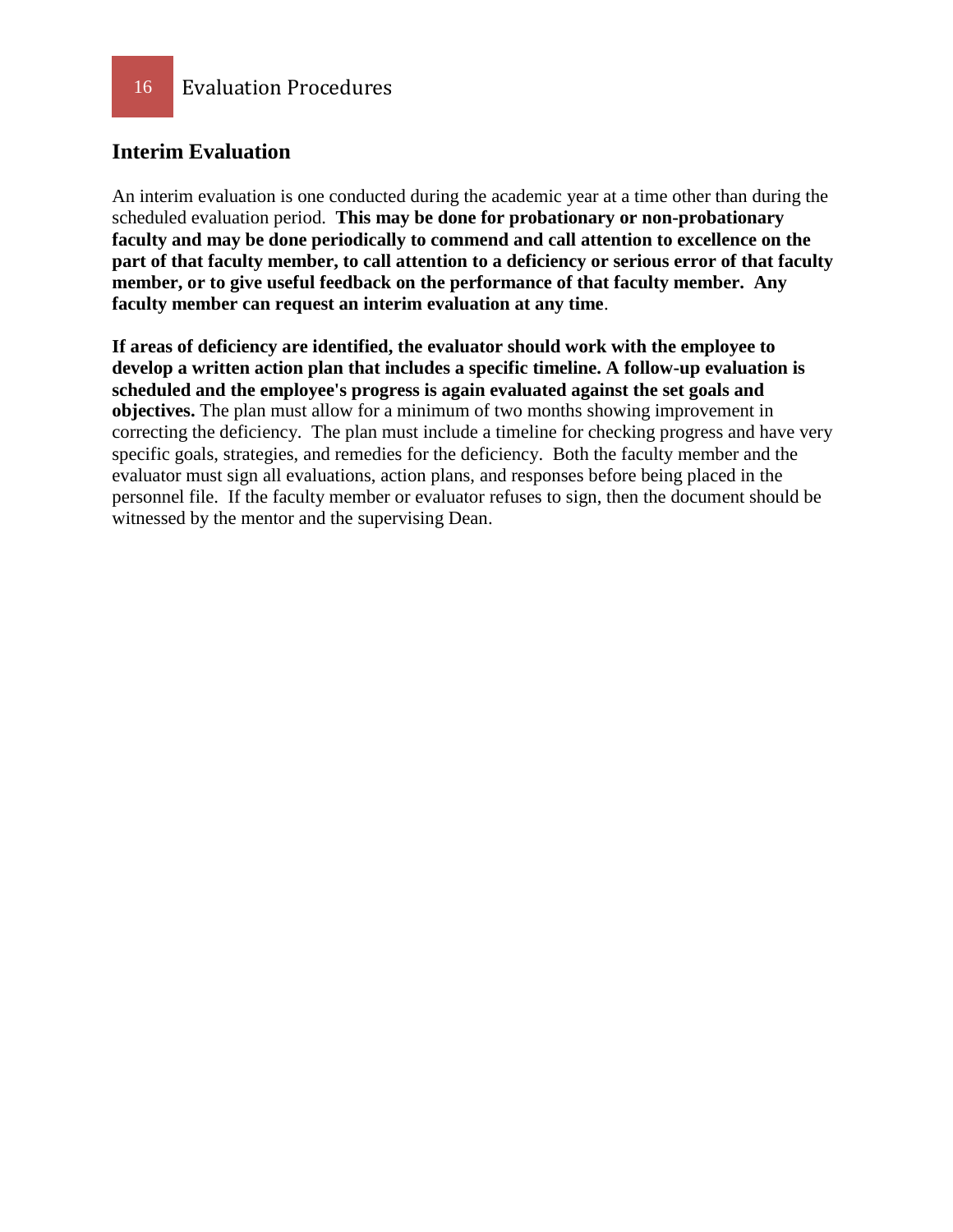## Interim Evaluation

An interim evaluation is one conducted during the academic year at a time other than during the scheduled evaluation period. **This may be done for probationary or non-probationary faculty and may be done periodically to commend and call attention to excellence on the part of that faculty member, to call attention to a deficiency or serious error of that faculty member, or to give useful feedback on the performance of that faculty member. Any faculty member can request an interim evaluation at any time**.

**If areas of deficiency are identified, the evaluator should work with the employee to develop a written action plan that includes a specific timeline. A follow-up evaluation is scheduled and the employee's progress is again evaluated against the set goals and objectives.** The plan must allow for a minimum of two months showing improvement in correcting the deficiency. The plan must include a timeline for checking progress and have very specific goals, strategies, and remedies for the deficiency. Both the faculty member and the evaluator must sign all evaluations, action plans, and responses before being placed in the personnel file. If the faculty member or evaluator refuses to sign, then the document should be witnessed by the mentor and the supervising Dean.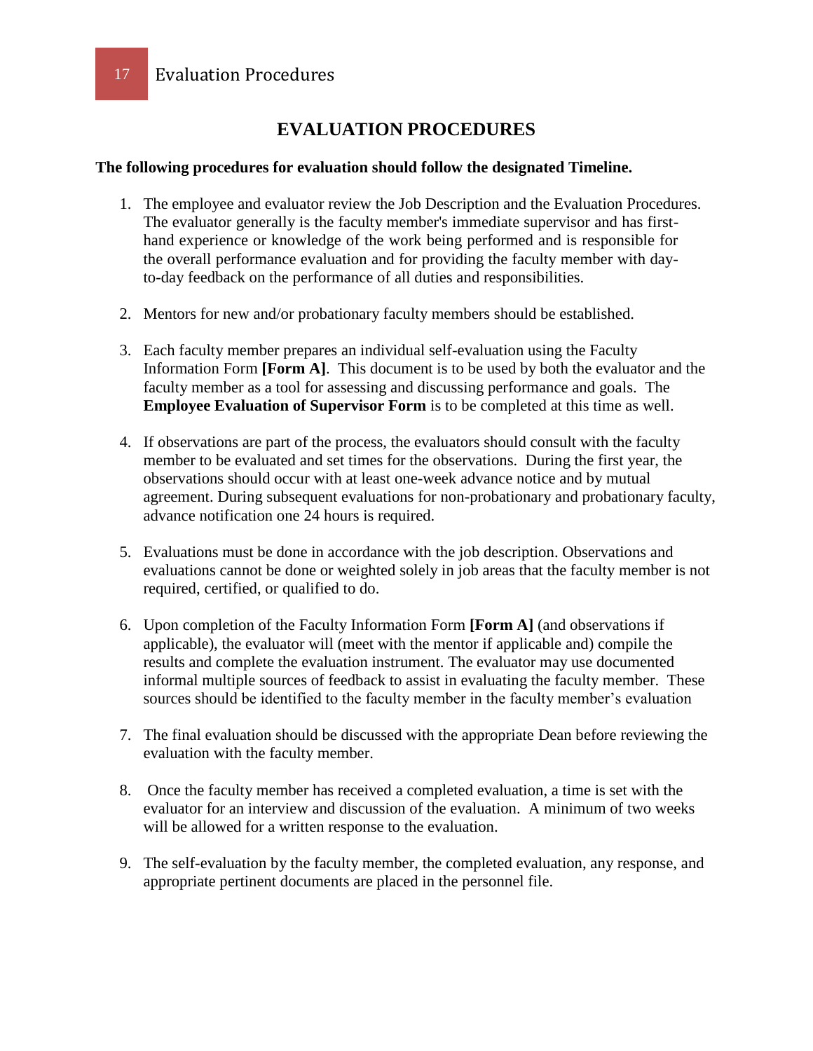# EVALUATION PROCEDURES

**The following procedures for evaluation should follow the designated Timeline.**

1. The employee and evaluator review the Job Description and the Evaluation Procedures. The evaluator generally is the faculty member's immediate supervisor and has first-hand experience or knowledge of the work being performed and is responsible for the overall performance evaluation and for providing the faculty member with day-to-day feedback on the performance of all duties and responsibilities.

2. Mentors for new and/or probationary faculty members should be established.

3. Each faculty member prepares an individual self-evaluation using the Faculty Information Form **[Form A]**. This document is to be used by both the evaluator and the faculty member as a tool for assessing and discussing performance and goals. The **Employee Evaluation of Supervisor Form** is to be completed at this time as well.

4. If observations are part of the process, the evaluators should consult with the faculty member to be evaluated and set times for the observations. During the first year, the observations should occur with at least one-week advance notice and by mutual agreement. During subsequent evaluations for non-probationary and probationary faculty, advance notification one 24 hours is required.

5. Evaluations must be done in accordance with the job description. Observations and evaluations cannot be done or weighted solely in job areas that the faculty member is not required, certified, or qualified to do.

6. Upon completion of the Faculty Information Form **[Form A]** (and observations if applicable), the evaluator will (meet with the mentor if applicable and) compile the results and complete the evaluation instrument. The evaluator may use documented informal multiple sources of feedback to assist in evaluating the faculty member. These sources should be identified to the faculty member in the faculty member's evaluation

7. The final evaluation should be discussed with the appropriate Dean before reviewing the evaluation with the faculty member.

8. Once the faculty member has received a completed evaluation, a time is set with the evaluator for an interview and discussion of the evaluation. A minimum of two weeks will be allowed for a written response to the evaluation.

9. The self-evaluation by the faculty member, the completed evaluation, any response, and appropriate pertinent documents are placed in the personnel file.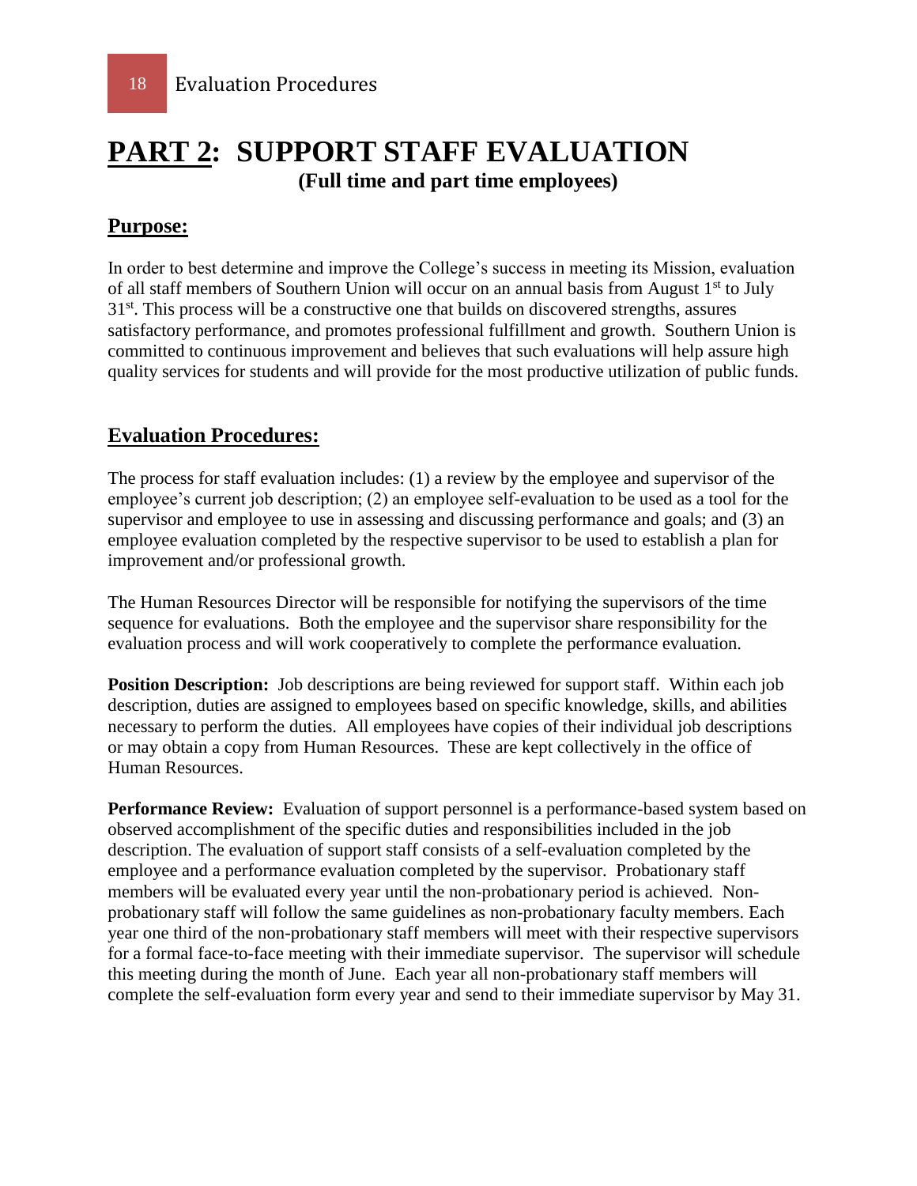# PART 2: SUPPORT STAFF EVALUATION

**(Full time and part time employees)**

## Purpose:

In order to best determine and improve the College's success in meeting its Mission, evaluation of all staff members of Southern Union will occur on an annual basis from August 1st to July 31st. This process will be a constructive one that builds on discovered strengths, assures satisfactory performance, and promotes professional fulfillment and growth. Southern Union is committed to continuous improvement and believes that such evaluations will help assure high quality services for students and will provide for the most productive utilization of public funds.

## Evaluation Procedures:

The process for staff evaluation includes: (1) a review by the employee and supervisor of the employee's current job description; (2) an employee self-evaluation to be used as a tool for the supervisor and employee to use in assessing and discussing performance and goals; and (3) an employee evaluation completed by the respective supervisor to be used to establish a plan for improvement and/or professional growth.

The Human Resources Director will be responsible for notifying the supervisors of the time sequence for evaluations. Both the employee and the supervisor share responsibility for the evaluation process and will work cooperatively to complete the performance evaluation.

**Position Description:** Job descriptions are being reviewed for support staff. Within each job description, duties are assigned to employees based on specific knowledge, skills, and abilities necessary to perform the duties. All employees have copies of their individual job descriptions or may obtain a copy from Human Resources. These are kept collectively in the office of Human Resources.

**Performance Review:** Evaluation of support personnel is a performance-based system based on observed accomplishment of the specific duties and responsibilities included in the job description. The evaluation of support staff consists of a self-evaluation completed by the employee and a performance evaluation completed by the supervisor. Probationary staff members will be evaluated every year until the non-probationary period is achieved. Non-probationary staff will follow the same guidelines as non-probationary faculty members. Each year one third of the non-probationary staff members will meet with their respective supervisors for a formal face-to-face meeting with their immediate supervisor. The supervisor will schedule this meeting during the month of June. Each year all non-probationary staff members will complete the self-evaluation form every year and send to their immediate supervisor by May 31.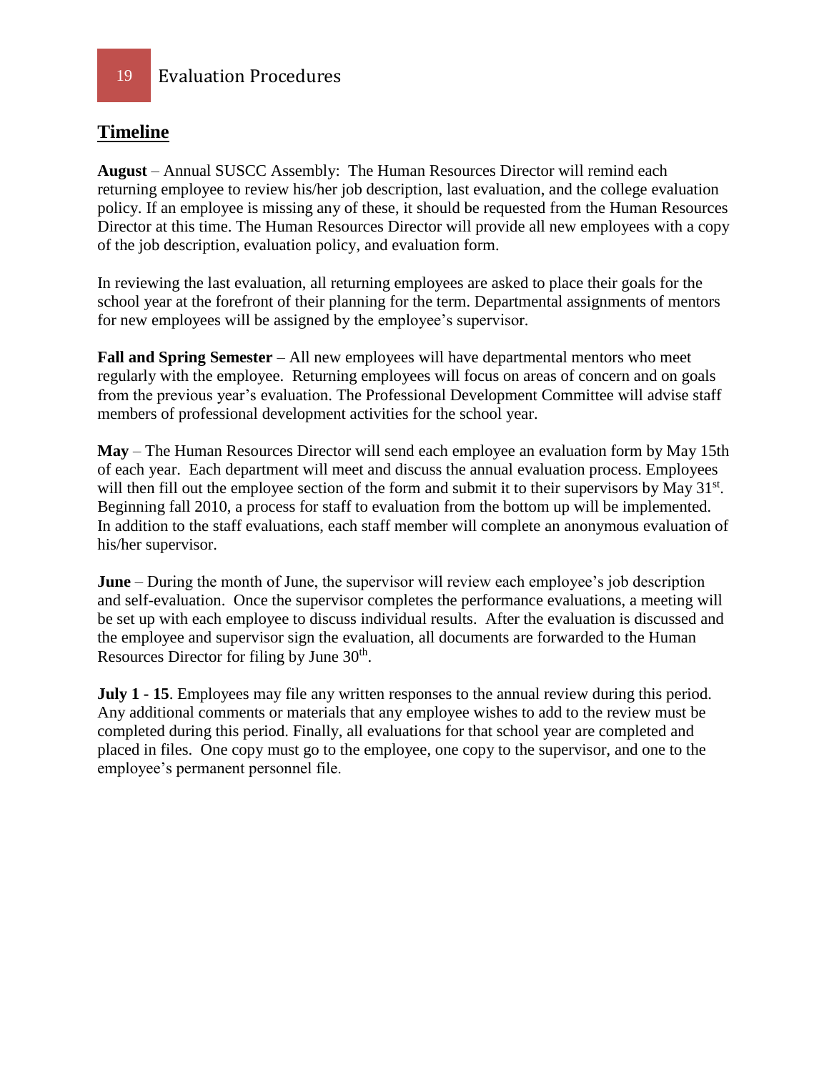## Timeline

**August** – Annual SUSCC Assembly: The Human Resources Director will remind each returning employee to review his/her job description, last evaluation, and the college evaluation policy. If an employee is missing any of these, it should be requested from the Human Resources Director at this time. The Human Resources Director will provide all new employees with a copy of the job description, evaluation policy, and evaluation form.

In reviewing the last evaluation, all returning employees are asked to place their goals for the school year at the forefront of their planning for the term. Departmental assignments of mentors for new employees will be assigned by the employee's supervisor.

**Fall and Spring Semester** – All new employees will have departmental mentors who meet regularly with the employee. Returning employees will focus on areas of concern and on goals from the previous year's evaluation. The Professional Development Committee will advise staff members of professional development activities for the school year.

**May** – The Human Resources Director will send each employee an evaluation form by May 15th of each year. Each department will meet and discuss the annual evaluation process. Employees will then fill out the employee section of the form and submit it to their supervisors by May 31st. Beginning fall 2010, a process for staff to evaluation from the bottom up will be implemented. In addition to the staff evaluations, each staff member will complete an anonymous evaluation of his/her supervisor.

**June** – During the month of June, the supervisor will review each employee's job description and self-evaluation. Once the supervisor completes the performance evaluations, a meeting will be set up with each employee to discuss individual results. After the evaluation is discussed and the employee and supervisor sign the evaluation, all documents are forwarded to the Human Resources Director for filing by June 30th.

**July 1 - 15**. Employees may file any written responses to the annual review during this period. Any additional comments or materials that any employee wishes to add to the review must be completed during this period. Finally, all evaluations for that school year are completed and placed in files. One copy must go to the employee, one copy to the supervisor, and one to the employee's permanent personnel file.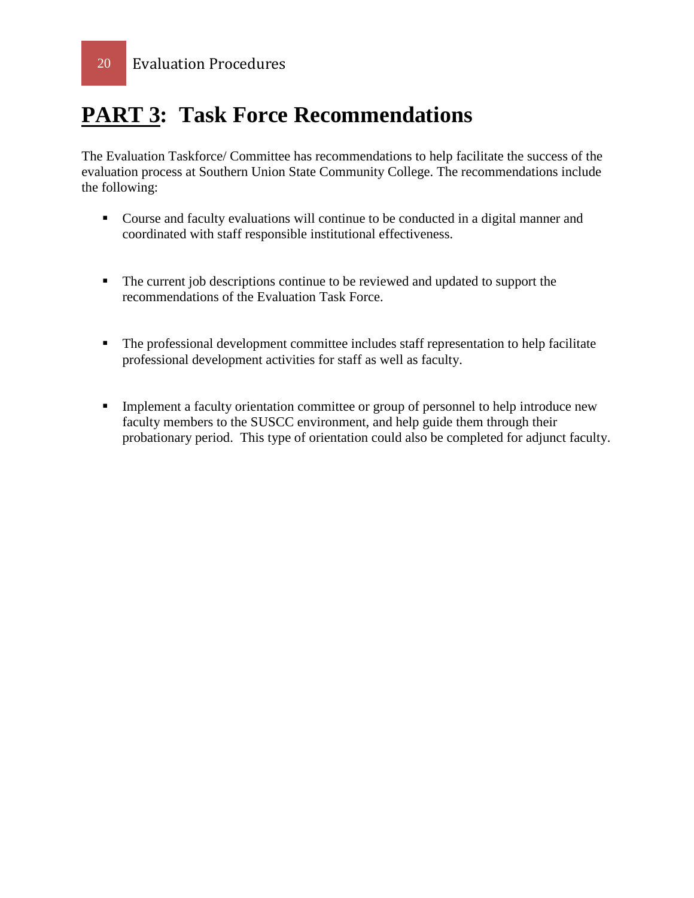# PART 3: Task Force Recommendations

The Evaluation Taskforce/ Committee has recommendations to help facilitate the success of the evaluation process at Southern Union State Community College. The recommendations include the following:

- Course and faculty evaluations will continue to be conducted in a digital manner and coordinated with staff responsible institutional effectiveness.

- The current job descriptions continue to be reviewed and updated to support the recommendations of the Evaluation Task Force.

- The professional development committee includes staff representation to help facilitate professional development activities for staff as well as faculty.

- Implement a faculty orientation committee or group of personnel to help introduce new faculty members to the SUSCC environment, and help guide them through their probationary period. This type of orientation could also be completed for adjunct faculty.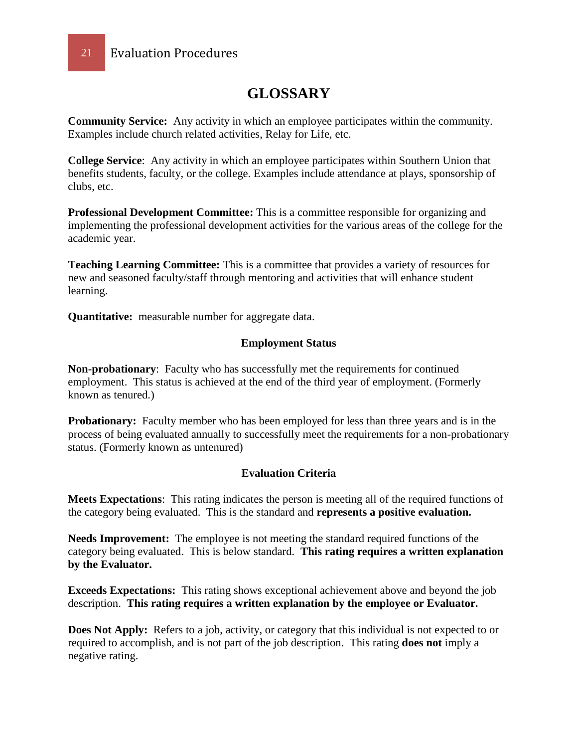# GLOSSARY

**Community Service:** Any activity in which an employee participates within the community. Examples include church related activities, Relay for Life, etc.

**College Service**: Any activity in which an employee participates within Southern Union that benefits students, faculty, or the college. Examples include attendance at plays, sponsorship of clubs, etc.

**Professional Development Committee:** This is a committee responsible for organizing and implementing the professional development activities for the various areas of the college for the academic year.

**Teaching Learning Committee:** This is a committee that provides a variety of resources for new and seasoned faculty/staff through mentoring and activities that will enhance student learning.

**Quantitative:** measurable number for aggregate data.

### Employment Status

**Non-probationary**: Faculty who has successfully met the requirements for continued employment. This status is achieved at the end of the third year of employment. (Formerly known as tenured.)

**Probationary:** Faculty member who has been employed for less than three years and is in the process of being evaluated annually to successfully meet the requirements for a non-probationary status. (Formerly known as untenured)

### Evaluation Criteria

**Meets Expectations**: This rating indicates the person is meeting all of the required functions of the category being evaluated. This is the standard and **represents a positive evaluation.**

**Needs Improvement:** The employee is not meeting the standard required functions of the category being evaluated. This is below standard. **This rating requires a written explanation by the Evaluator.**

**Exceeds Expectations:** This rating shows exceptional achievement above and beyond the job description. **This rating requires a written explanation by the employee or Evaluator.**

**Does Not Apply:** Refers to a job, activity, or category that this individual is not expected to or required to accomplish, and is not part of the job description. This rating **does not** imply a negative rating.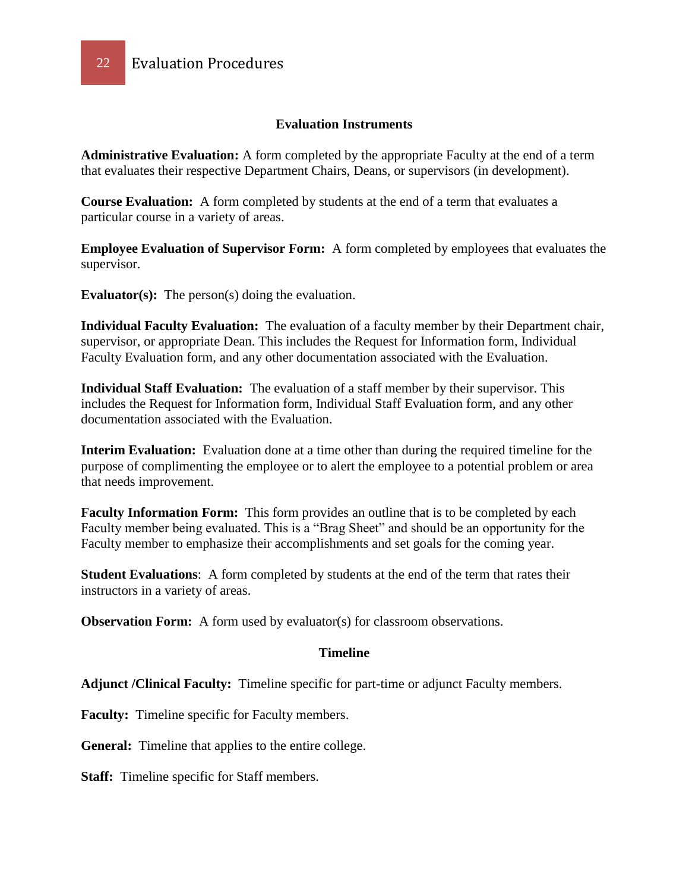## Evaluation Instruments

**Administrative Evaluation:** A form completed by the appropriate Faculty at the end of a term that evaluates their respective Department Chairs, Deans, or supervisors (in development).

**Course Evaluation:** A form completed by students at the end of a term that evaluates a particular course in a variety of areas.

**Employee Evaluation of Supervisor Form:** A form completed by employees that evaluates the supervisor.

**Evaluator(s):** The person(s) doing the evaluation.

**Individual Faculty Evaluation:** The evaluation of a faculty member by their Department chair, supervisor, or appropriate Dean. This includes the Request for Information form, Individual Faculty Evaluation form, and any other documentation associated with the Evaluation.

**Individual Staff Evaluation:** The evaluation of a staff member by their supervisor. This includes the Request for Information form, Individual Staff Evaluation form, and any other documentation associated with the Evaluation.

**Interim Evaluation:** Evaluation done at a time other than during the required timeline for the purpose of complimenting the employee or to alert the employee to a potential problem or area that needs improvement.

**Faculty Information Form:** This form provides an outline that is to be completed by each Faculty member being evaluated. This is a "Brag Sheet" and should be an opportunity for the Faculty member to emphasize their accomplishments and set goals for the coming year.

**Student Evaluations**: A form completed by students at the end of the term that rates their instructors in a variety of areas.

**Observation Form:** A form used by evaluator(s) for classroom observations.

## Timeline

**Adjunct /Clinical Faculty:** Timeline specific for part-time or adjunct Faculty members.

**Faculty:** Timeline specific for Faculty members.

**General:** Timeline that applies to the entire college.

**Staff:** Timeline specific for Staff members.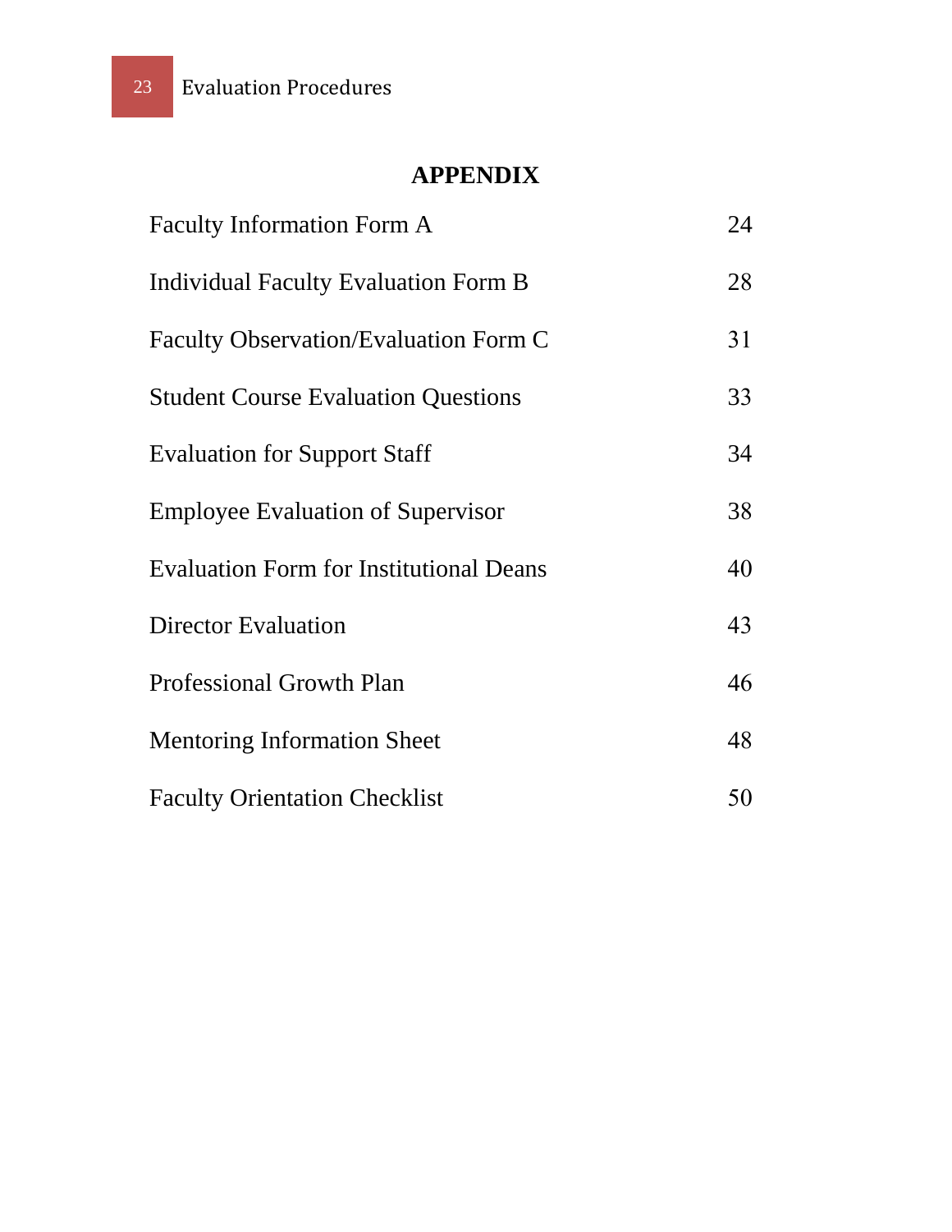# APPENDIX

| | |
|---|---|
| Faculty Information Form A | 24 |
| Individual Faculty Evaluation Form B | 28 |
| Faculty Observation/Evaluation Form C | 31 |
| Student Course Evaluation Questions | 33 |
| Evaluation for Support Staff | 34 |
| Employee Evaluation of Supervisor | 38 |
| Evaluation Form for Institutional Deans | 40 |
| Director Evaluation | 43 |
| Professional Growth Plan | 46 |
| Mentoring Information Sheet | 48 |
| Faculty Orientation Checklist | 50 |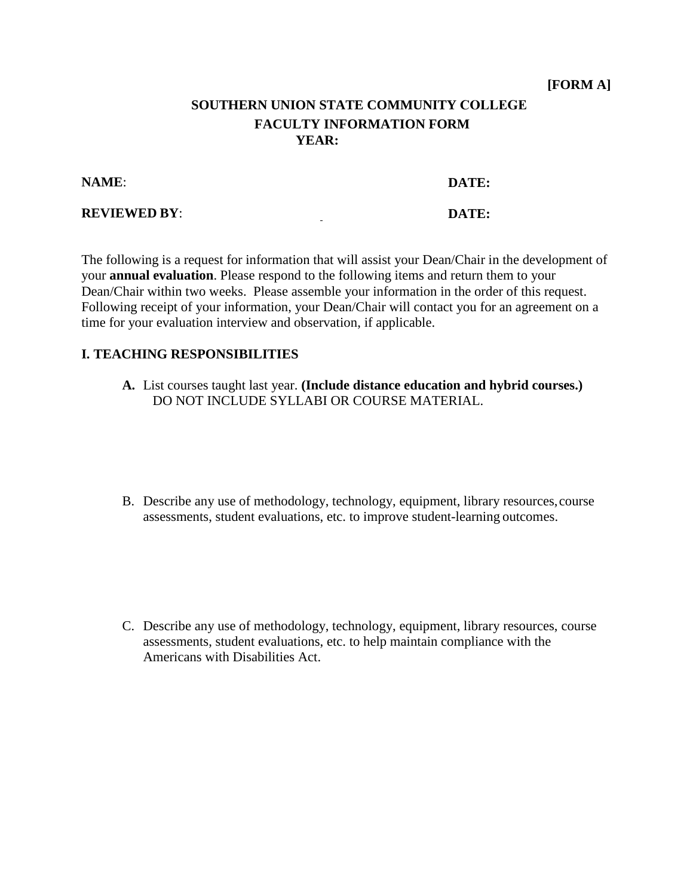**[FORM A]**

**SOUTHERN UNION STATE COMMUNITY COLLEGE**

**FACULTY INFORMATION FORM**

**YEAR:**

**NAME**: **DATE:**

**REVIEWED BY**: **DATE:**

The following is a request for information that will assist your Dean/Chair in the development of your **annual evaluation**. Please respond to the following items and return them to your Dean/Chair within two weeks. Please assemble your information in the order of this request. Following receipt of your information, your Dean/Chair will contact you for an agreement on a time for your evaluation interview and observation, if applicable.

## I. TEACHING RESPONSIBILITIES

**A.** List courses taught last year. **(Include distance education and hybrid courses.)** DO NOT INCLUDE SYLLABI OR COURSE MATERIAL.

B. Describe any use of methodology, technology, equipment, library resources, course assessments, student evaluations, etc. to improve student-learning outcomes.

C. Describe any use of methodology, technology, equipment, library resources, course assessments, student evaluations, etc. to help maintain compliance with the Americans with Disabilities Act.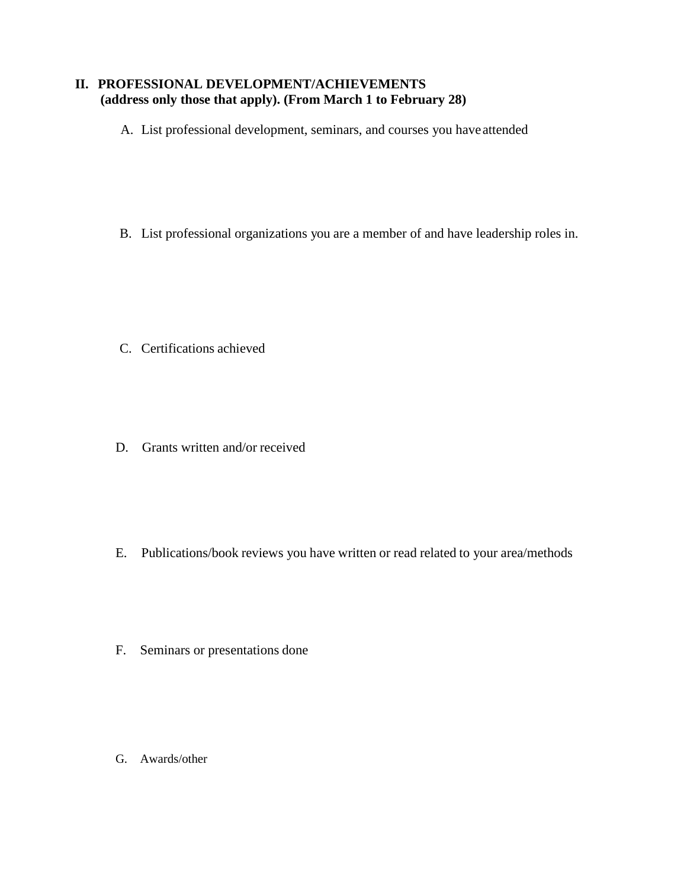## II. PROFESSIONAL DEVELOPMENT/ACHIEVEMENTS

**(address only those that apply). (From March 1 to February 28)**

A. List professional development, seminars, and courses you have attended

B. List professional organizations you are a member of and have leadership roles in.

C. Certifications achieved

D. Grants written and/or received

E. Publications/book reviews you have written or read related to your area/methods

F. Seminars or presentations done

G. Awards/other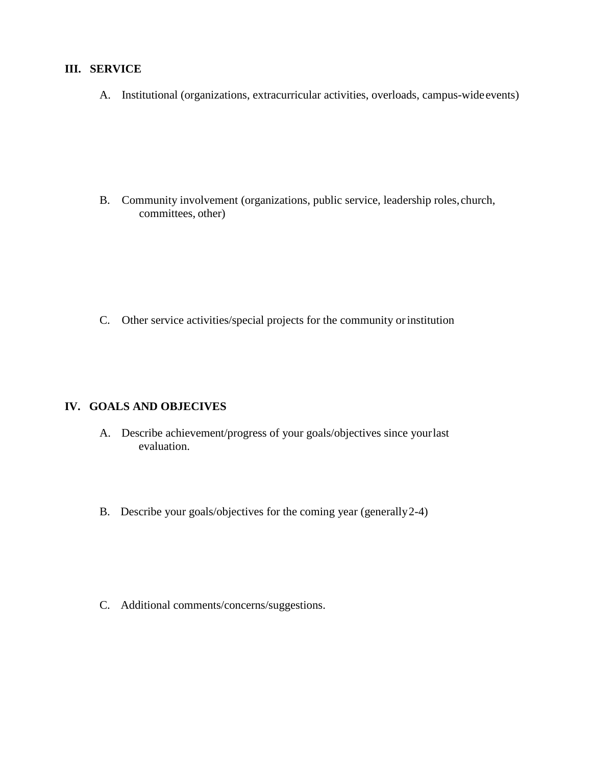## III. SERVICE

A. Institutional (organizations, extracurricular activities, overloads, campus-wide events)

B. Community involvement (organizations, public service, leadership roles, church, committees, other)

C. Other service activities/special projects for the community or institution

## IV. GOALS AND OBJECIVES

A. Describe achievement/progress of your goals/objectives since your last evaluation.

B. Describe your goals/objectives for the coming year (generally 2-4)

C. Additional comments/concerns/suggestions.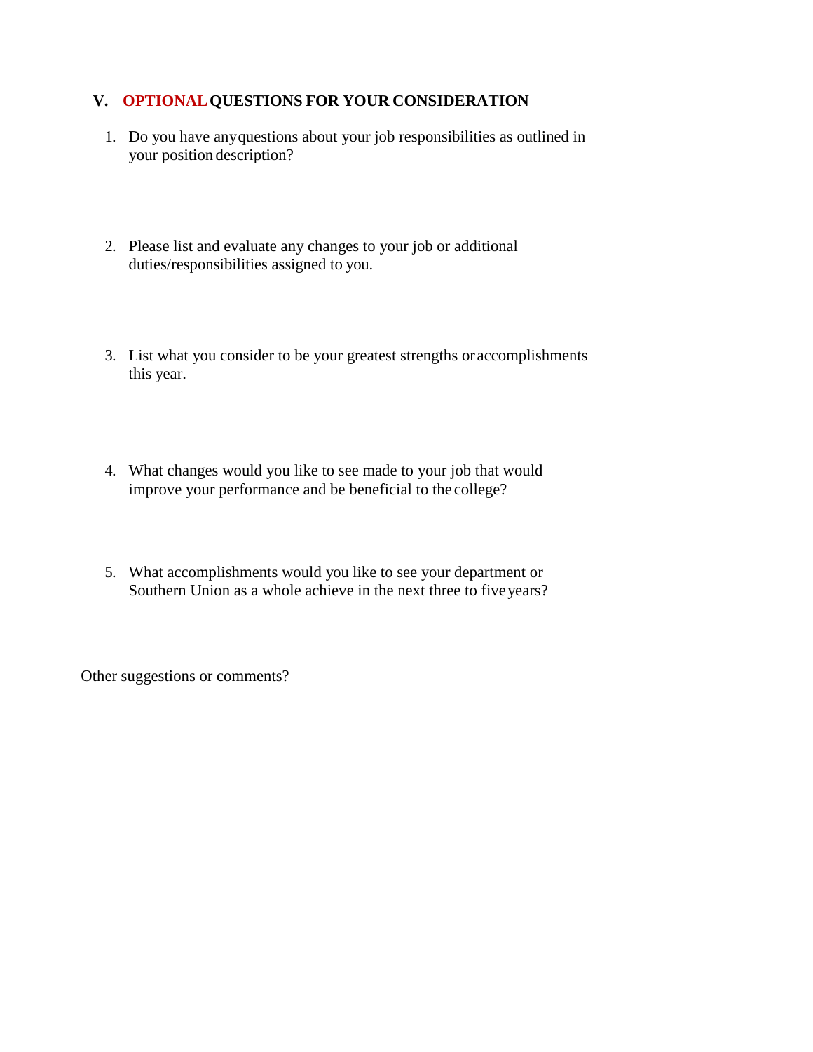## V. OPTIONAL QUESTIONS FOR YOUR CONSIDERATION

1. Do you have any questions about your job responsibilities as outlined in your position description?

2. Please list and evaluate any changes to your job or additional duties/responsibilities assigned to you.

3. List what you consider to be your greatest strengths or accomplishments this year.

4. What changes would you like to see made to your job that would improve your performance and be beneficial to the college?

5. What accomplishments would you like to see your department or Southern Union as a whole achieve in the next three to five years?

Other suggestions or comments?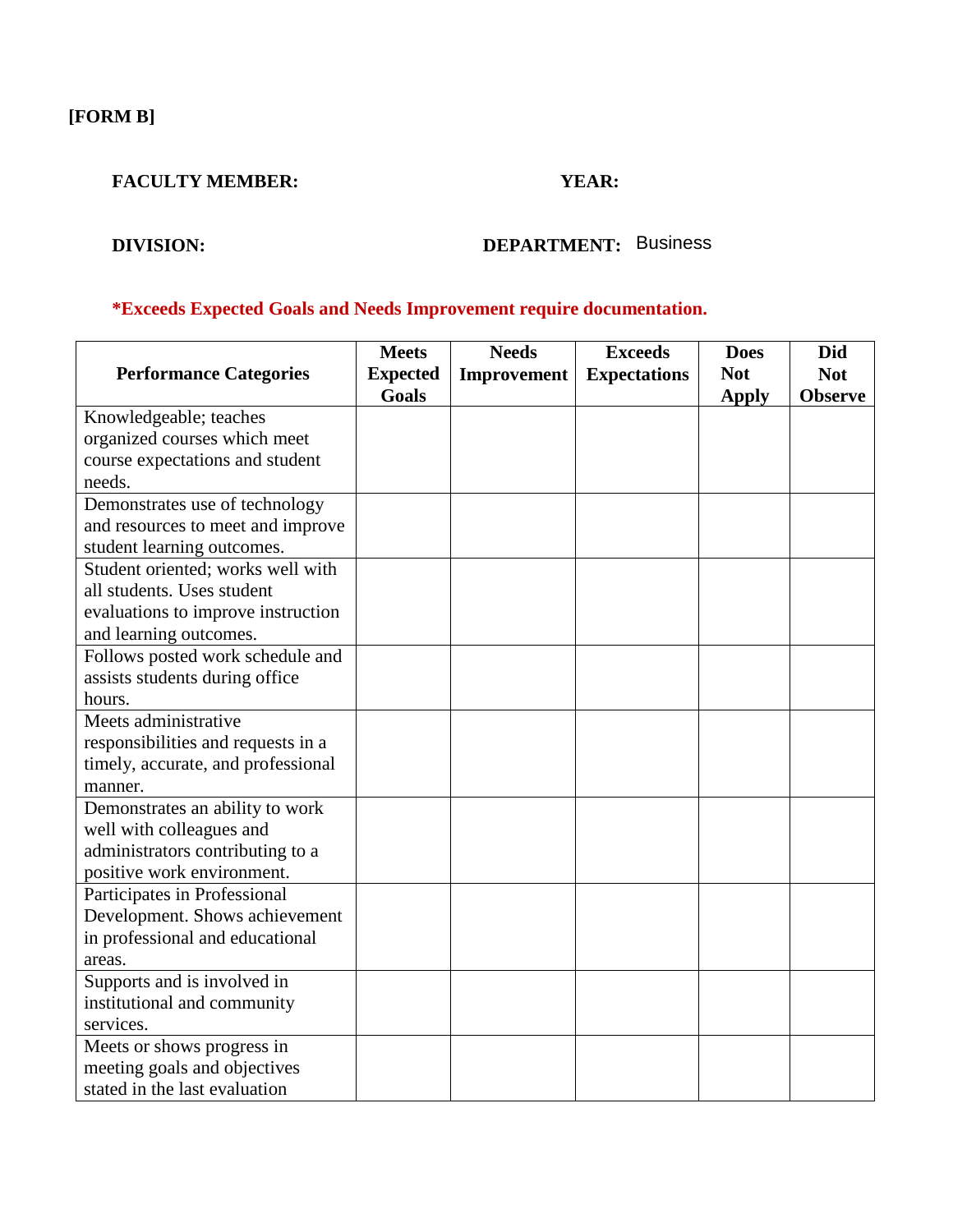**[FORM B]**

**FACULTY MEMBER:** **YEAR:**

**DIVISION:** **DEPARTMENT:** Business

***Exceeds Expected Goals and Needs Improvement require documentation.**

| Performance Categories | Meets Expected Goals | Needs Improvement | Exceeds Expectations | Does Not Apply | Did Not Observe |
|---|---|---|---|---|---|
| Knowledgeable; teaches organized courses which meet course expectations and student needs. | | | | | |
| Demonstrates use of technology and resources to meet and improve student learning outcomes. | | | | | |
| Student oriented; works well with all students. Uses student evaluations to improve instruction and learning outcomes. | | | | | |
| Follows posted work schedule and assists students during office hours. | | | | | |
| Meets administrative responsibilities and requests in a timely, accurate, and professional manner. | | | | | |
| Demonstrates an ability to work well with colleagues and administrators contributing to a positive work environment. | | | | | |
| Participates in Professional Development. Shows achievement in professional and educational areas. | | | | | |
| Supports and is involved in institutional and community services. | | | | | |
| Meets or shows progress in meeting goals and objectives stated in the last evaluation | | | | | |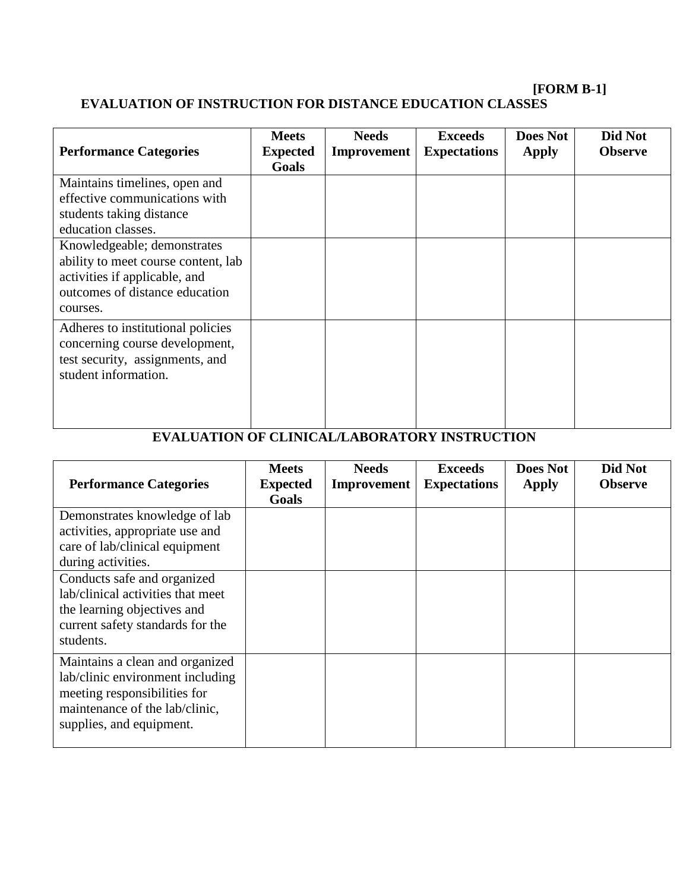**[FORM B-1]**

## EVALUATION OF INSTRUCTION FOR DISTANCE EDUCATION CLASSES

| Performance Categories | Meets Expected Goals | Needs Improvement | Exceeds Expectations | Does Not Apply | Did Not Observe |
|---|---|---|---|---|---|
| Maintains timelines, open and effective communications with students taking distance education classes. | | | | | |
| Knowledgeable; demonstrates ability to meet course content, lab activities if applicable, and outcomes of distance education courses. | | | | | |
| Adheres to institutional policies concerning course development, test security, assignments, and student information. | | | | | |

## EVALUATION OF CLINICAL/LABORATORY INSTRUCTION

| Performance Categories | Meets Expected Goals | Needs Improvement | Exceeds Expectations | Does Not Apply | Did Not Observe |
|---|---|---|---|---|---|
| Demonstrates knowledge of lab activities, appropriate use and care of lab/clinical equipment during activities. | | | | | |
| Conducts safe and organized lab/clinical activities that meet the learning objectives and current safety standards for the students. | | | | | |
| Maintains a clean and organized lab/clinic environment including meeting responsibilities for maintenance of the lab/clinic, supplies, and equipment. | | | | | |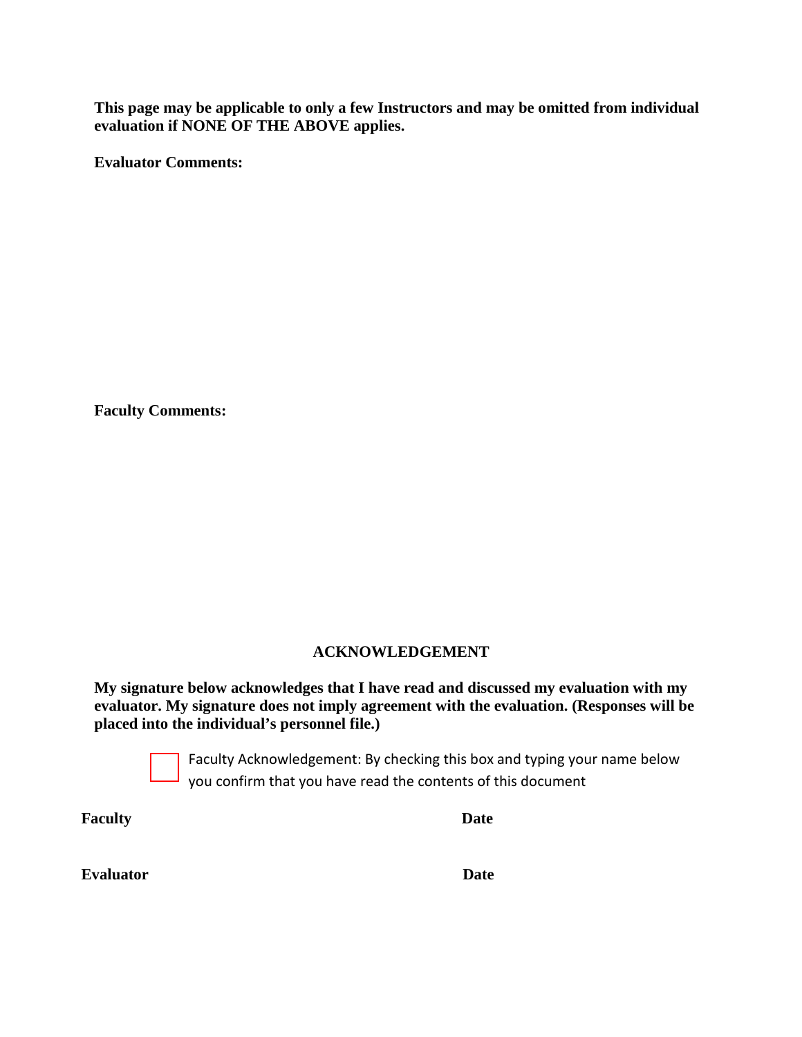**This page may be applicable to only a few Instructors and may be omitted from individual evaluation if NONE OF THE ABOVE applies.**

**Evaluator Comments:**

**Faculty Comments:**

## ACKNOWLEDGEMENT

**My signature below acknowledges that I have read and discussed my evaluation with my evaluator. My signature does not imply agreement with the evaluation. (Responses will be placed into the individual's personnel file.)**

☐ Faculty Acknowledgement: By checking this box and typing your name below you confirm that you have read the contents of this document

**Faculty** **Date**

**Evaluator** **Date**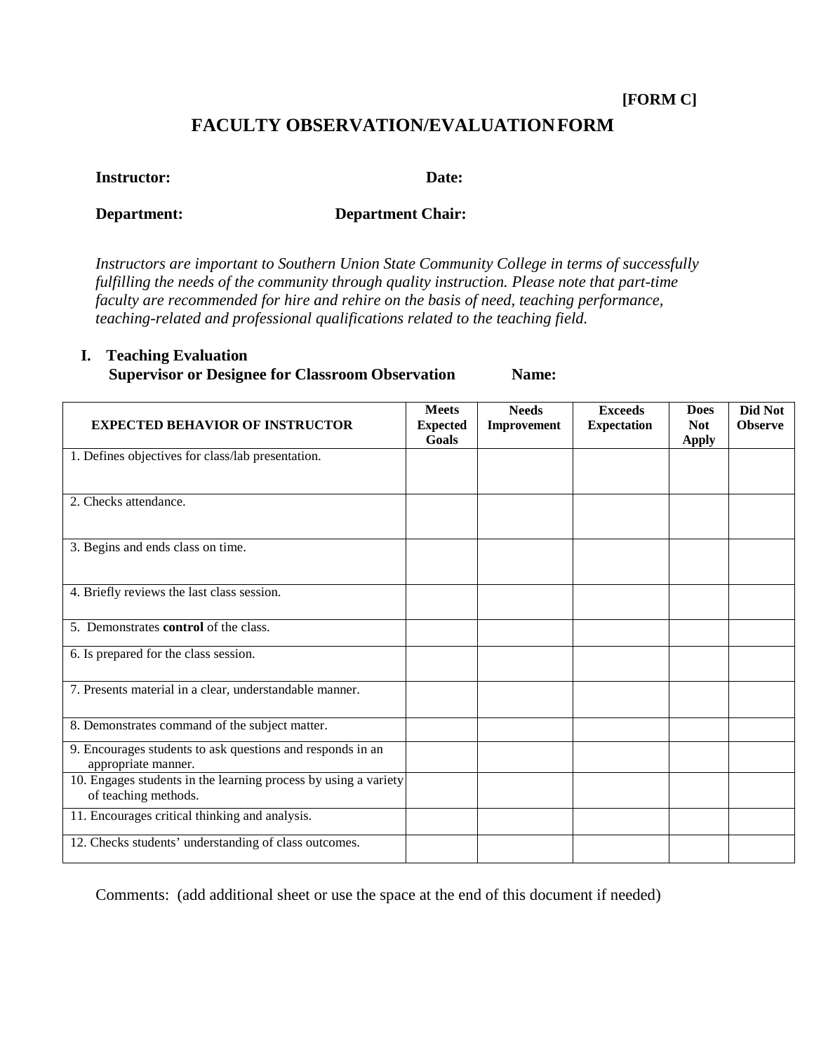**[FORM C]**

# FACULTY OBSERVATION/EVALUATION FORM

**Instructor:** **Date:**

**Department:** **Department Chair:**

*Instructors are important to Southern Union State Community College in terms of successfully fulfilling the needs of the community through quality instruction. Please note that part-time faculty are recommended for hire and rehire on the basis of need, teaching performance, teaching-related and professional qualifications related to the teaching field.*

## I. Teaching Evaluation

**Supervisor or Designee for Classroom Observation** **Name:**

| EXPECTED BEHAVIOR OF INSTRUCTOR | Meets Expected Goals | Needs Improvement | Exceeds Expectation | Does Not Apply | Did Not Observe |
|---|---|---|---|---|---|
| 1. Defines objectives for class/lab presentation. | | | | | |
| 2. Checks attendance. | | | | | |
| 3. Begins and ends class on time. | | | | | |
| 4. Briefly reviews the last class session. | | | | | |
| 5. Demonstrates **control** of the class. | | | | | |
| 6. Is prepared for the class session. | | | | | |
| 7. Presents material in a clear, understandable manner. | | | | | |
| 8. Demonstrates command of the subject matter. | | | | | |
| 9. Encourages students to ask questions and responds in an appropriate manner. | | | | | |
| 10. Engages students in the learning process by using a variety of teaching methods. | | | | | |
| 11. Encourages critical thinking and analysis. | | | | | |
| 12. Checks students' understanding of class outcomes. | | | | | |

Comments: (add additional sheet or use the space at the end of this document if needed)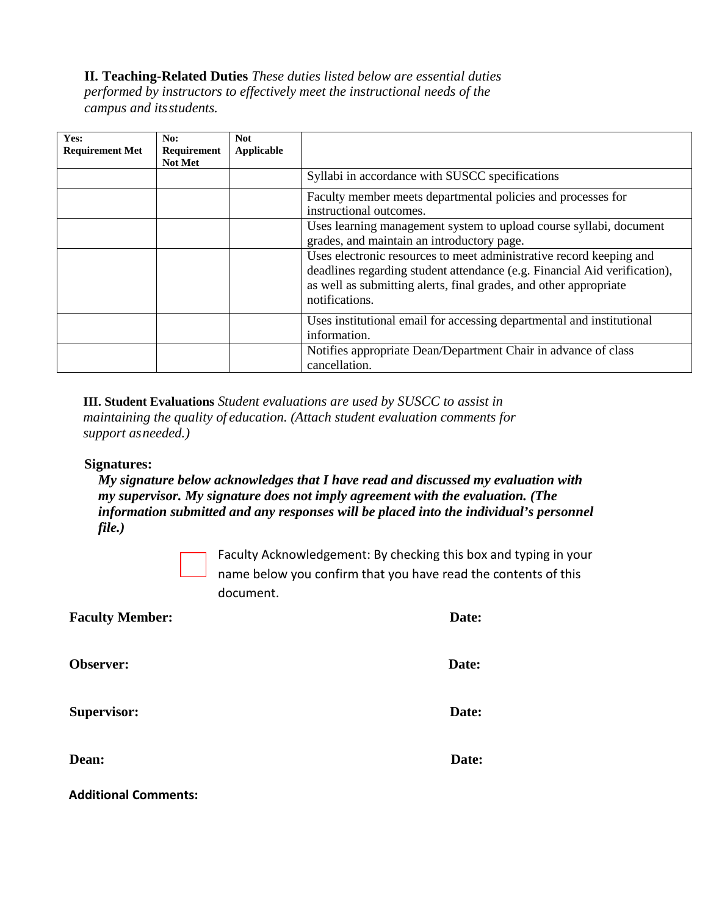**II. Teaching-Related Duties** *These duties listed below are essential duties performed by instructors to effectively meet the instructional needs of the campus and its students.*

| Yes: Requirement Met | No: Requirement Not Met | Not Applicable | |
|---|---|---|---|
| | | | Syllabi in accordance with SUSCC specifications |
| | | | Faculty member meets departmental policies and processes for instructional outcomes. |
| | | | Uses learning management system to upload course syllabi, document grades, and maintain an introductory page. |
| | | | Uses electronic resources to meet administrative record keeping and deadlines regarding student attendance (e.g. Financial Aid verification), as well as submitting alerts, final grades, and other appropriate notifications. |
| | | | Uses institutional email for accessing departmental and institutional information. |
| | | | Notifies appropriate Dean/Department Chair in advance of class cancellation. |

**III. Student Evaluations** *Student evaluations are used by SUSCC to assist in maintaining the quality of education. (Attach student evaluation comments for support as needed.)*

**Signatures:**

***My signature below acknowledges that I have read and discussed my evaluation with my supervisor. My signature does not imply agreement with the evaluation. (The information submitted and any responses will be placed into the individual's personnel file.)***

☐ Faculty Acknowledgement: By checking this box and typing in your name below you confirm that you have read the contents of this document.

**Faculty Member:** **Date:**

**Observer:** **Date:**

**Supervisor:** **Date:**

**Dean:** **Date:**

**Additional Comments:**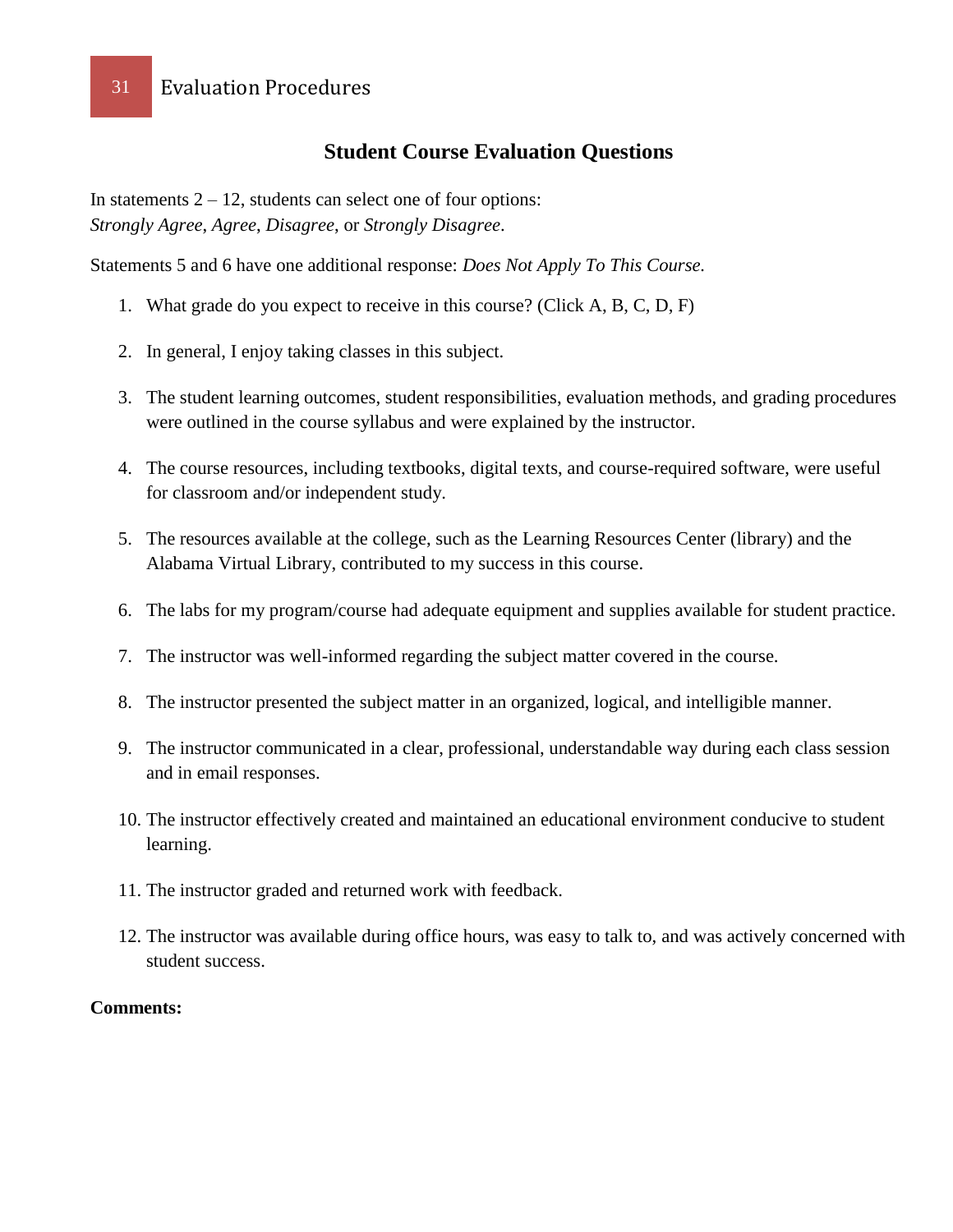## Student Course Evaluation Questions

In statements 2 – 12, students can select one of four options:
*Strongly Agree*, *Agree*, *Disagree*, or *Strongly Disagree*.

Statements 5 and 6 have one additional response: *Does Not Apply To This Course.*

1. What grade do you expect to receive in this course? (Click A, B, C, D, F)

2. In general, I enjoy taking classes in this subject.

3. The student learning outcomes, student responsibilities, evaluation methods, and grading procedures were outlined in the course syllabus and were explained by the instructor.

4. The course resources, including textbooks, digital texts, and course-required software, were useful for classroom and/or independent study.

5. The resources available at the college, such as the Learning Resources Center (library) and the Alabama Virtual Library, contributed to my success in this course.

6. The labs for my program/course had adequate equipment and supplies available for student practice.

7. The instructor was well-informed regarding the subject matter covered in the course.

8. The instructor presented the subject matter in an organized, logical, and intelligible manner.

9. The instructor communicated in a clear, professional, understandable way during each class session and in email responses.

10. The instructor effectively created and maintained an educational environment conducive to student learning.

11. The instructor graded and returned work with feedback.

12. The instructor was available during office hours, was easy to talk to, and was actively concerned with student success.

**Comments:**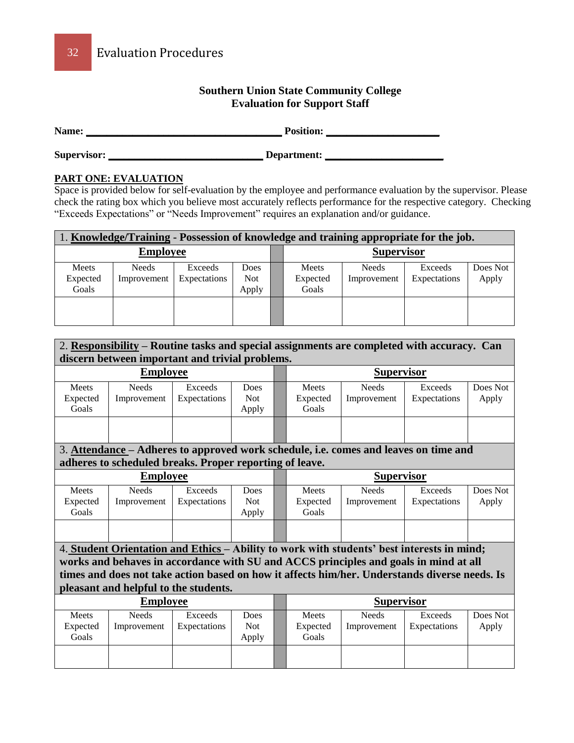**Southern Union State Community College**
**Evaluation for Support Staff**

**Name:** ___________________________________ **Position:** ____________________

**Supervisor:** ____________________________ **Department:** _____________________

**PART ONE: EVALUATION**

Space is provided below for self-evaluation by the employee and performance evaluation by the supervisor. Please check the rating box which you believe most accurately reflects performance for the respective category. Checking "Exceeds Expectations" or "Needs Improvement" requires an explanation and/or guidance.

| 1. **Knowledge/Training** - Possession of knowledge and training appropriate for the job. | | | | | | | | |
|---|---|---|---|---|---|---|---|---|
| **Employee** | | | | | **Supervisor** | | | |
| Meets Expected Goals | Needs Improvement | Exceeds Expectations | Does Not Apply | | Meets Expected Goals | Needs Improvement | Exceeds Expectations | Does Not Apply |
| | | | | | | | | |

| 2. **Responsibility** – Routine tasks and special assignments are completed with accuracy. Can discern between important and trivial problems. | | | | | | | | |
|---|---|---|---|---|---|---|---|---|
| **Employee** | | | | | **Supervisor** | | | |
| Meets Expected Goals | Needs Improvement | Exceeds Expectations | Does Not Apply | | Meets Expected Goals | Needs Improvement | Exceeds Expectations | Does Not Apply |
| | | | | | | | | |
| 3. **Attendance** – Adheres to approved work schedule, i.e. comes and leaves on time and adheres to scheduled breaks. Proper reporting of leave. | | | | | | | | |
| **Employee** | | | | | **Supervisor** | | | |
| Meets Expected Goals | Needs Improvement | Exceeds Expectations | Does Not Apply | | Meets Expected Goals | Needs Improvement | Exceeds Expectations | Does Not Apply |
| | | | | | | | | |
| 4. **Student Orientation and Ethics** – Ability to work with students' best interests in mind; works and behaves in accordance with SU and ACCS principles and goals in mind at all times and does not take action based on how it affects him/her. Understands diverse needs. Is pleasant and helpful to the students. | | | | | | | | |
| **Employee** | | | | | **Supervisor** | | | |
| Meets Expected Goals | Needs Improvement | Exceeds Expectations | Does Not Apply | | Meets Expected Goals | Needs Improvement | Exceeds Expectations | Does Not Apply |
| | | | | | | | | |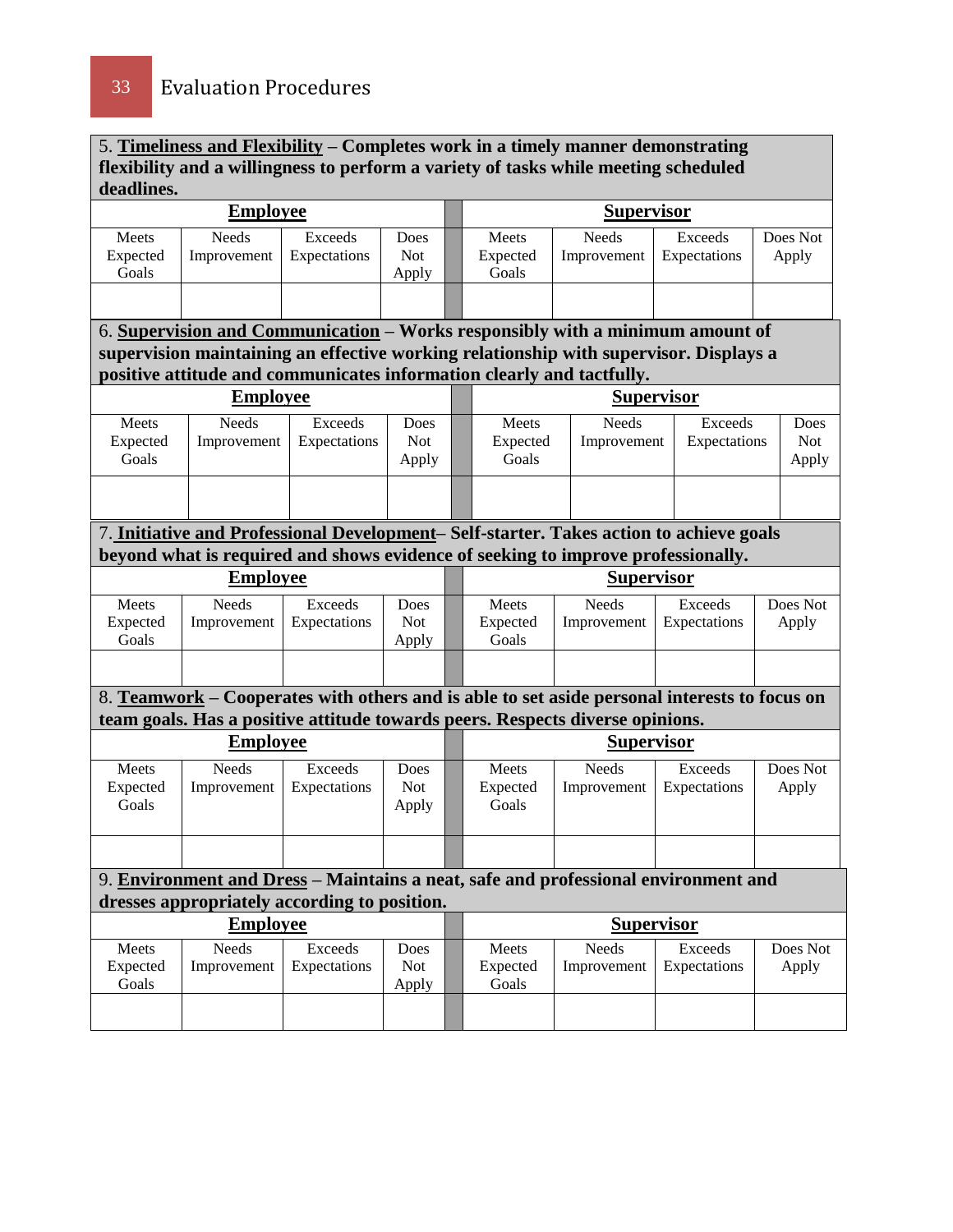5. **<u>Timeliness and Flexibility</u> – Completes work in a timely manner demonstrating flexibility and a willingness to perform a variety of tasks while meeting scheduled deadlines.**

| **Employee** | | | | | **Supervisor** | | | |
|---|---|---|---|---|---|---|---|---|
| Meets Expected Goals | Needs Improvement | Exceeds Expectations | Does Not Apply | | Meets Expected Goals | Needs Improvement | Exceeds Expectations | Does Not Apply |
| | | | | | | | | |

6. **<u>Supervision and Communication</u> – Works responsibly with a minimum amount of supervision maintaining an effective working relationship with supervisor. Displays a positive attitude and communicates information clearly and tactfully.**

| **Employee** | | | | | **Supervisor** | | | |
|---|---|---|---|---|---|---|---|---|
| Meets Expected Goals | Needs Improvement | Exceeds Expectations | Does Not Apply | | Meets Expected Goals | Needs Improvement | Exceeds Expectations | Does Not Apply |
| | | | | | | | | |

7. **<u>Initiative and Professional Development</u>– Self-starter. Takes action to achieve goals beyond what is required and shows evidence of seeking to improve professionally.**

| **Employee** | | | | | **Supervisor** | | | |
|---|---|---|---|---|---|---|---|---|
| Meets Expected Goals | Needs Improvement | Exceeds Expectations | Does Not Apply | | Meets Expected Goals | Needs Improvement | Exceeds Expectations | Does Not Apply |
| | | | | | | | | |

8. **<u>Teamwork</u> – Cooperates with others and is able to set aside personal interests to focus on team goals. Has a positive attitude towards peers. Respects diverse opinions.**

| **Employee** | | | | | **Supervisor** | | | |
|---|---|---|---|---|---|---|---|---|
| Meets Expected Goals | Needs Improvement | Exceeds Expectations | Does Not Apply | | Meets Expected Goals | Needs Improvement | Exceeds Expectations | Does Not Apply |
| | | | | | | | | |

9. **<u>Environment and Dress</u> – Maintains a neat, safe and professional environment and dresses appropriately according to position.**

| **Employee** | | | | | **Supervisor** | | | |
|---|---|---|---|---|---|---|---|---|
| Meets Expected Goals | Needs Improvement | Exceeds Expectations | Does Not Apply | | Meets Expected Goals | Needs Improvement | Exceeds Expectations | Does Not Apply |
| | | | | | | | | |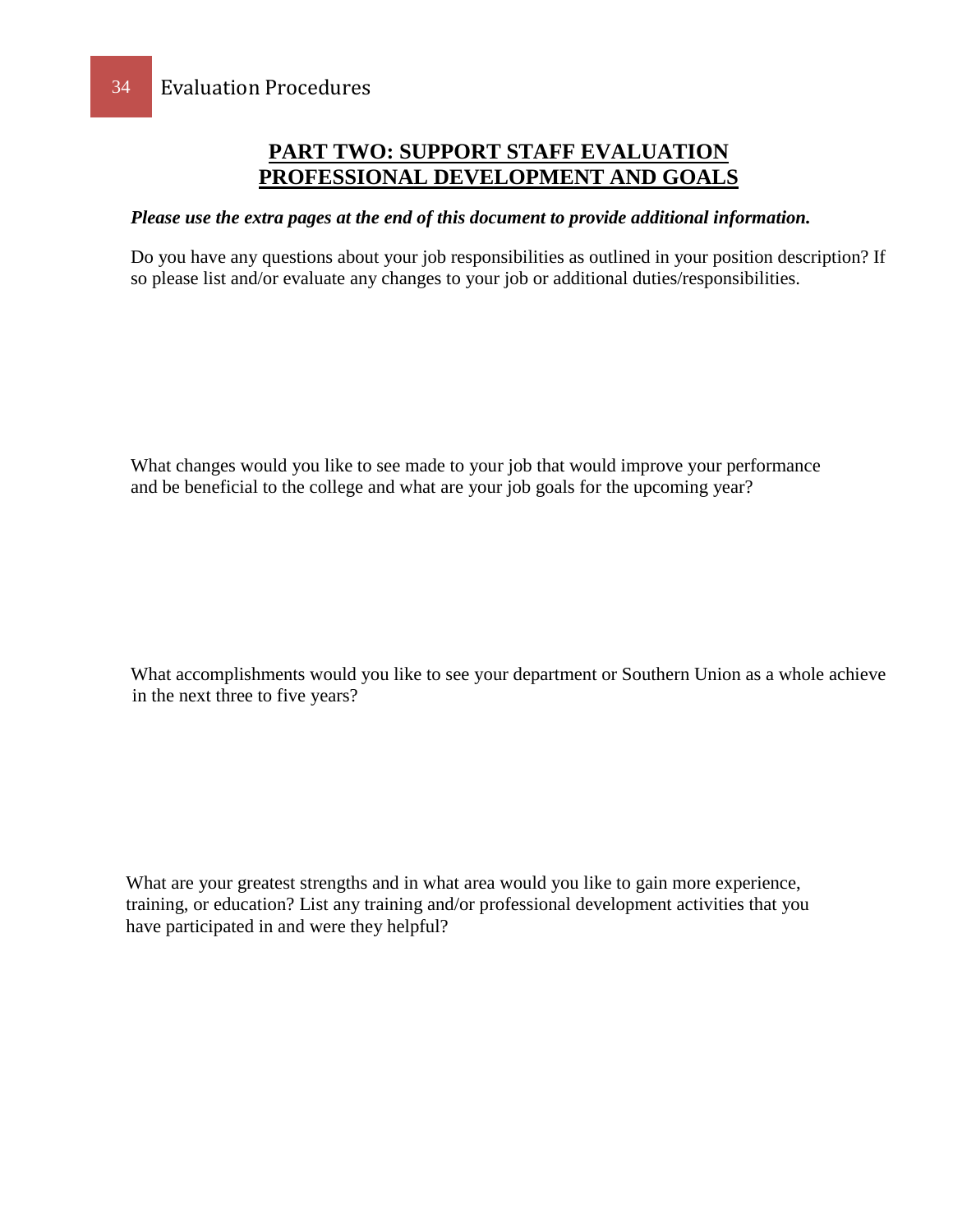## PART TWO: SUPPORT STAFF EVALUATION
## PROFESSIONAL DEVELOPMENT AND GOALS

***Please use the extra pages at the end of this document to provide additional information.***

Do you have any questions about your job responsibilities as outlined in your position description? If so please list and/or evaluate any changes to your job or additional duties/responsibilities.

What changes would you like to see made to your job that would improve your performance and be beneficial to the college and what are your job goals for the upcoming year?

What accomplishments would you like to see your department or Southern Union as a whole achieve in the next three to five years?

What are your greatest strengths and in what area would you like to gain more experience, training, or education? List any training and/or professional development activities that you have participated in and were they helpful?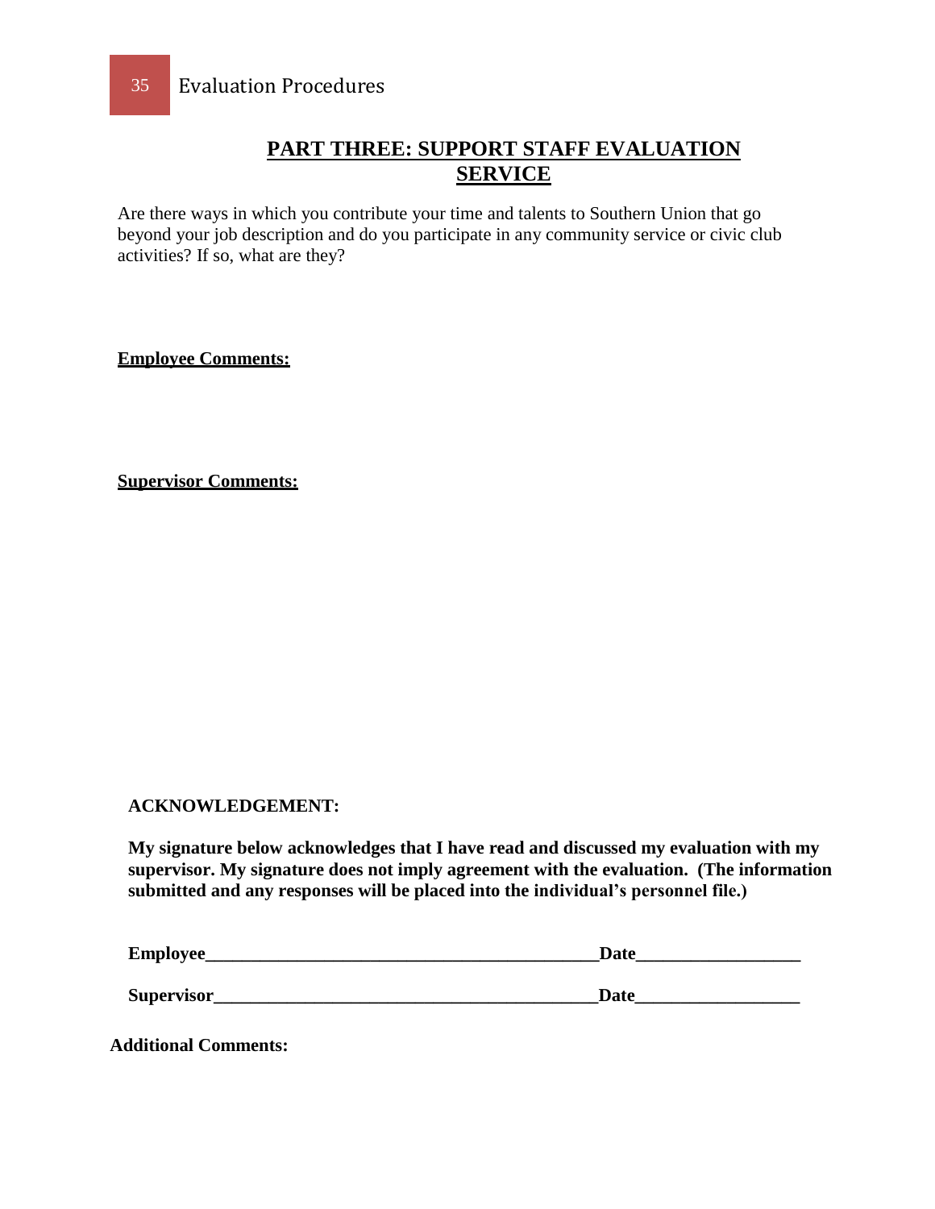## PART THREE: SUPPORT STAFF EVALUATION SERVICE

Are there ways in which you contribute your time and talents to Southern Union that go beyond your job description and do you participate in any community service or civic club activities? If so, what are they?

**Employee Comments:**

**Supervisor Comments:**

**ACKNOWLEDGEMENT:**

**My signature below acknowledges that I have read and discussed my evaluation with my supervisor. My signature does not imply agreement with the evaluation. (The information submitted and any responses will be placed into the individual's personnel file.)**

**Employee___________________________________________Date_________________**

**Supervisor__________________________________________Date_________________**

**Additional Comments:**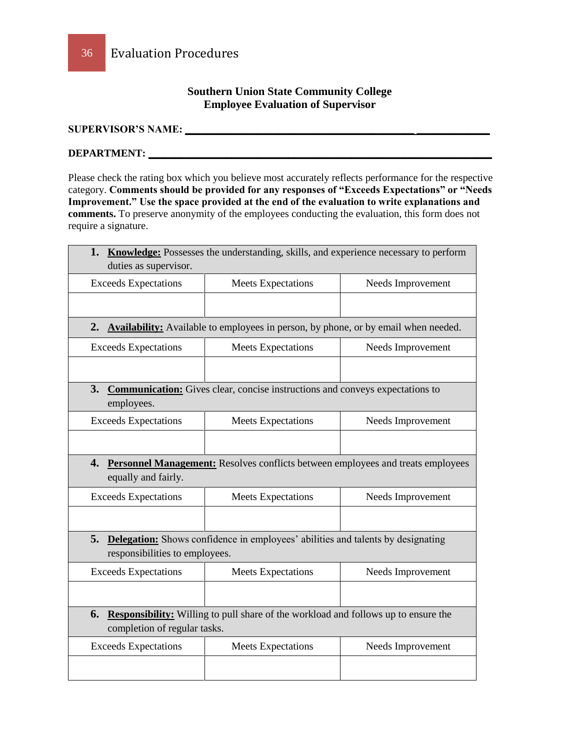**Southern Union State Community College**
**Employee Evaluation of Supervisor**

**SUPERVISOR'S NAME: ____________________________________________________**

**DEPARTMENT: __________________________________________________________**

Please check the rating box which you believe most accurately reflects performance for the respective category. **Comments should be provided for any responses of "Exceeds Expectations" or "Needs Improvement." Use the space provided at the end of the evaluation to write explanations and comments.** To preserve anonymity of the employees conducting the evaluation, this form does not require a signature.

| **1. <u>Knowledge:</u>** Possesses the understanding, skills, and experience necessary to perform duties as supervisor. | | |
|---|---|---|
| Exceeds Expectations | Meets Expectations | Needs Improvement |
| | | |
| **2. <u>Availability:</u>** Available to employees in person, by phone, or by email when needed. | | |
| Exceeds Expectations | Meets Expectations | Needs Improvement |
| | | |
| **3. <u>Communication:</u>** Gives clear, concise instructions and conveys expectations to employees. | | |
| Exceeds Expectations | Meets Expectations | Needs Improvement |
| | | |
| **4. <u>Personnel Management:</u>** Resolves conflicts between employees and treats employees equally and fairly. | | |
| Exceeds Expectations | Meets Expectations | Needs Improvement |
| | | |
| **5. <u>Delegation:</u>** Shows confidence in employees' abilities and talents by designating responsibilities to employees. | | |
| Exceeds Expectations | Meets Expectations | Needs Improvement |
| | | |
| **6. <u>Responsibility:</u>** Willing to pull share of the workload and follows up to ensure the completion of regular tasks. | | |
| Exceeds Expectations | Meets Expectations | Needs Improvement |
| | | |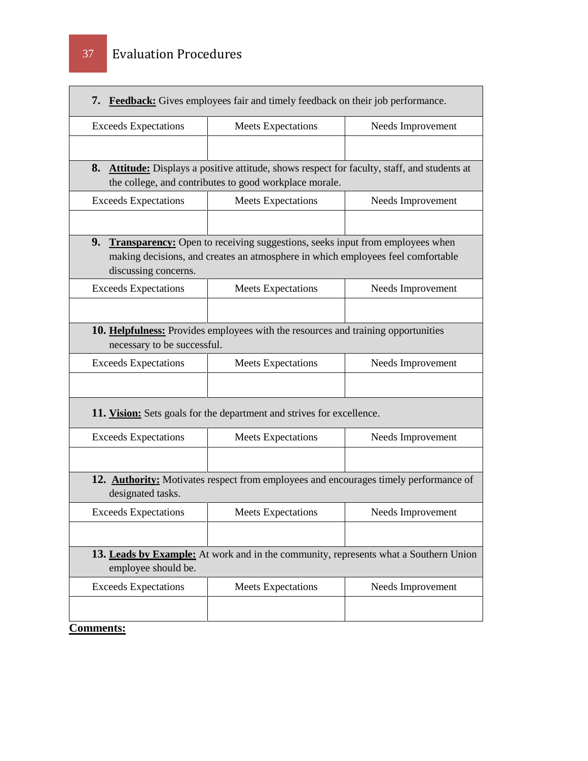| **7. <u>Feedback:</u>** Gives employees fair and timely feedback on their job performance. | | |
|---|---|---|
| Exceeds Expectations | Meets Expectations | Needs Improvement |
| | | |

| **8. <u>Attitude:</u>** Displays a positive attitude, shows respect for faculty, staff, and students at the college, and contributes to good workplace morale. | | |
|---|---|---|
| Exceeds Expectations | Meets Expectations | Needs Improvement |
| | | |

| **9. <u>Transparency:</u>** Open to receiving suggestions, seeks input from employees when making decisions, and creates an atmosphere in which employees feel comfortable discussing concerns. | | |
|---|---|---|
| Exceeds Expectations | Meets Expectations | Needs Improvement |
| | | |

| **10. <u>Helpfulness:</u>** Provides employees with the resources and training opportunities necessary to be successful. | | |
|---|---|---|
| Exceeds Expectations | Meets Expectations | Needs Improvement |
| | | |

| **11. <u>Vision:</u>** Sets goals for the department and strives for excellence. | | |
|---|---|---|
| Exceeds Expectations | Meets Expectations | Needs Improvement |
| | | |

| **12. <u>Authority:</u>** Motivates respect from employees and encourages timely performance of designated tasks. | | |
|---|---|---|
| Exceeds Expectations | Meets Expectations | Needs Improvement |
| | | |

| **13. <u>Leads by Example:</u>** At work and in the community, represents what a Southern Union employee should be. | | |
|---|---|---|
| Exceeds Expectations | Meets Expectations | Needs Improvement |
| | | |

**<u>Comments:</u>**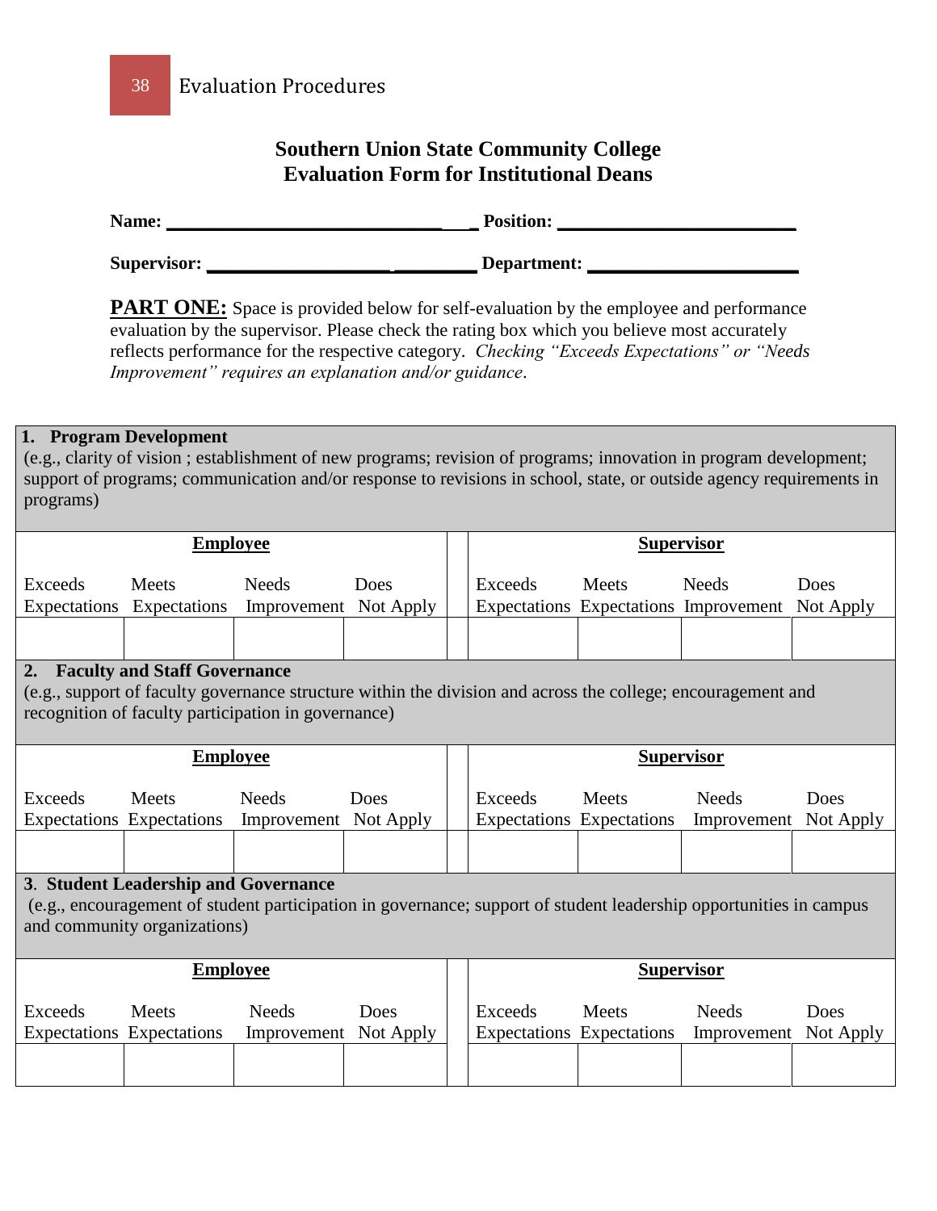**Southern Union State Community College**
**Evaluation Form for Institutional Deans**

**Name:** ________________________________ **Position:** ________________________

**Supervisor:** ____________________________ **Department:** _____________________

**PART ONE:** Space is provided below for self-evaluation by the employee and performance evaluation by the supervisor. Please check the rating box which you believe most accurately reflects performance for the respective category. *Checking "Exceeds Expectations" or "Needs Improvement" requires an explanation and/or guidance*.

**1. Program Development**
(e.g., clarity of vision ; establishment of new programs; revision of programs; innovation in program development; support of programs; communication and/or response to revisions in school, state, or outside agency requirements in programs)

| **Employee** | | | | | **Supervisor** | | | |
|---|---|---|---|---|---|---|---|---|
| Exceeds Expectations | Meets Expectations | Needs Improvement | Does Not Apply | | Exceeds Expectations | Meets Expectations | Needs Improvement | Does Not Apply |
| | | | | | | | | |

**2. Faculty and Staff Governance**
(e.g., support of faculty governance structure within the division and across the college; encouragement and recognition of faculty participation in governance)

| **Employee** | | | | | **Supervisor** | | | |
|---|---|---|---|---|---|---|---|---|
| Exceeds Expectations | Meets Expectations | Needs Improvement | Does Not Apply | | Exceeds Expectations | Meets Expectations | Needs Improvement | Does Not Apply |
| | | | | | | | | |

**3. Student Leadership and Governance**
(e.g., encouragement of student participation in governance; support of student leadership opportunities in campus and community organizations)

| **Employee** | | | | | **Supervisor** | | | |
|---|---|---|---|---|---|---|---|---|
| Exceeds Expectations | Meets Expectations | Needs Improvement | Does Not Apply | | Exceeds Expectations | Meets Expectations | Needs Improvement | Does Not Apply |
| | | | | | | | | |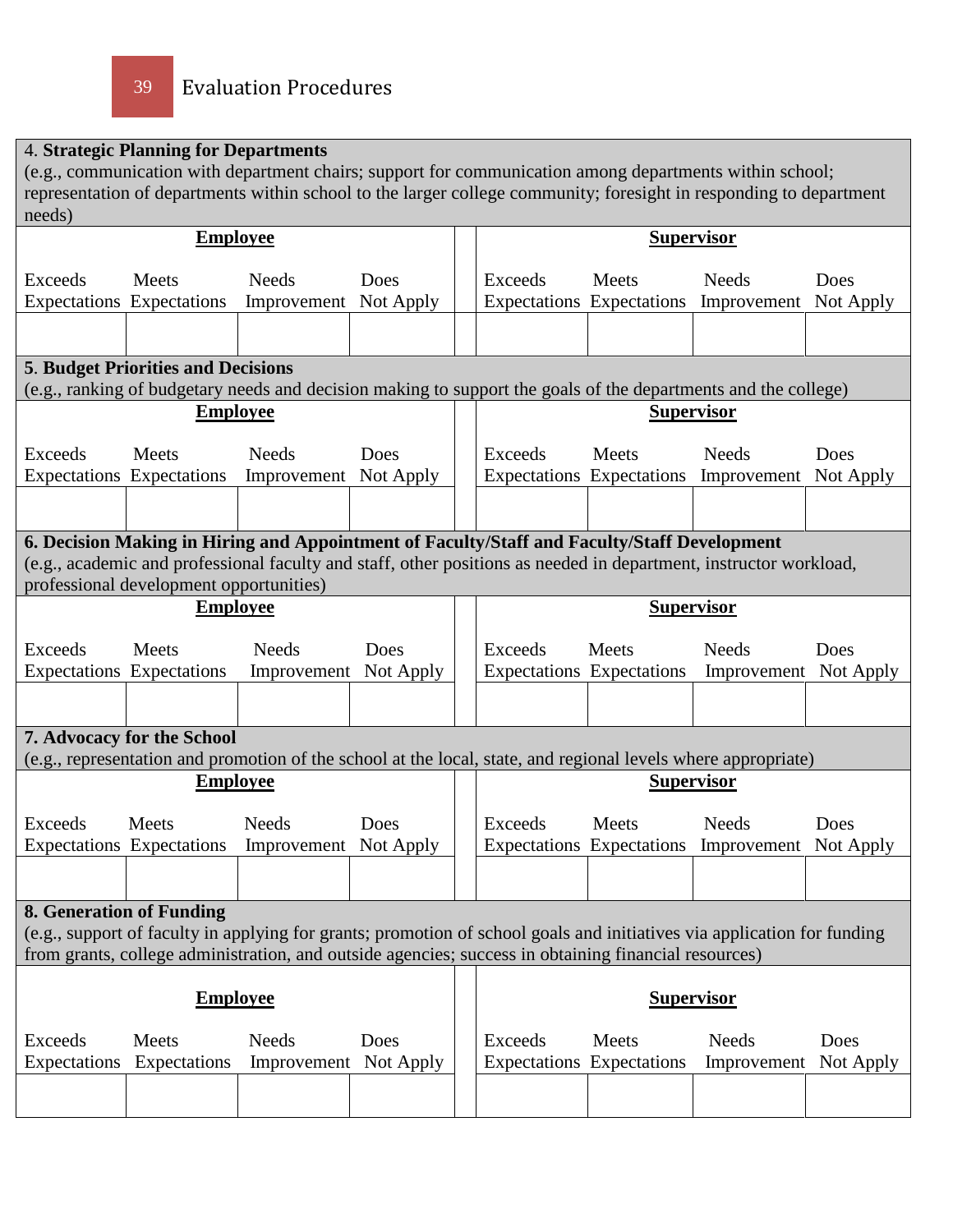4. **Strategic Planning for Departments**
(e.g., communication with department chairs; support for communication among departments within school; representation of departments within school to the larger college community; foresight in responding to department needs)

| **Employee** | | | | | **Supervisor** | | | |
|---|---|---|---|---|---|---|---|---|
| Exceeds Expectations | Meets Expectations | Needs Improvement | Does Not Apply | | Exceeds Expectations | Meets Expectations | Needs Improvement | Does Not Apply |
| | | | | | | | | |

5. **Budget Priorities and Decisions**
(e.g., ranking of budgetary needs and decision making to support the goals of the departments and the college)

| **Employee** | | | | | **Supervisor** | | | |
|---|---|---|---|---|---|---|---|---|
| Exceeds Expectations | Meets Expectations | Needs Improvement | Does Not Apply | | Exceeds Expectations | Meets Expectations | Needs Improvement | Does Not Apply |
| | | | | | | | | |

**6. Decision Making in Hiring and Appointment of Faculty/Staff and Faculty/Staff Development**
(e.g., academic and professional faculty and staff, other positions as needed in department, instructor workload, professional development opportunities)

| **Employee** | | | | | **Supervisor** | | | |
|---|---|---|---|---|---|---|---|---|
| Exceeds Expectations | Meets Expectations | Needs Improvement | Does Not Apply | | Exceeds Expectations | Meets Expectations | Needs Improvement | Does Not Apply |
| | | | | | | | | |

**7. Advocacy for the School**
(e.g., representation and promotion of the school at the local, state, and regional levels where appropriate)

| **Employee** | | | | | **Supervisor** | | | |
|---|---|---|---|---|---|---|---|---|
| Exceeds Expectations | Meets Expectations | Needs Improvement | Does Not Apply | | Exceeds Expectations | Meets Expectations | Needs Improvement | Does Not Apply |
| | | | | | | | | |

**8. Generation of Funding**
(e.g., support of faculty in applying for grants; promotion of school goals and initiatives via application for funding from grants, college administration, and outside agencies; success in obtaining financial resources)

| **Employee** | | | | | **Supervisor** | | | |
|---|---|---|---|---|---|---|---|---|
| Exceeds Expectations | Meets Expectations | Needs Improvement | Does Not Apply | | Exceeds Expectations | Meets Expectations | Needs Improvement | Does Not Apply |
| | | | | | | | | |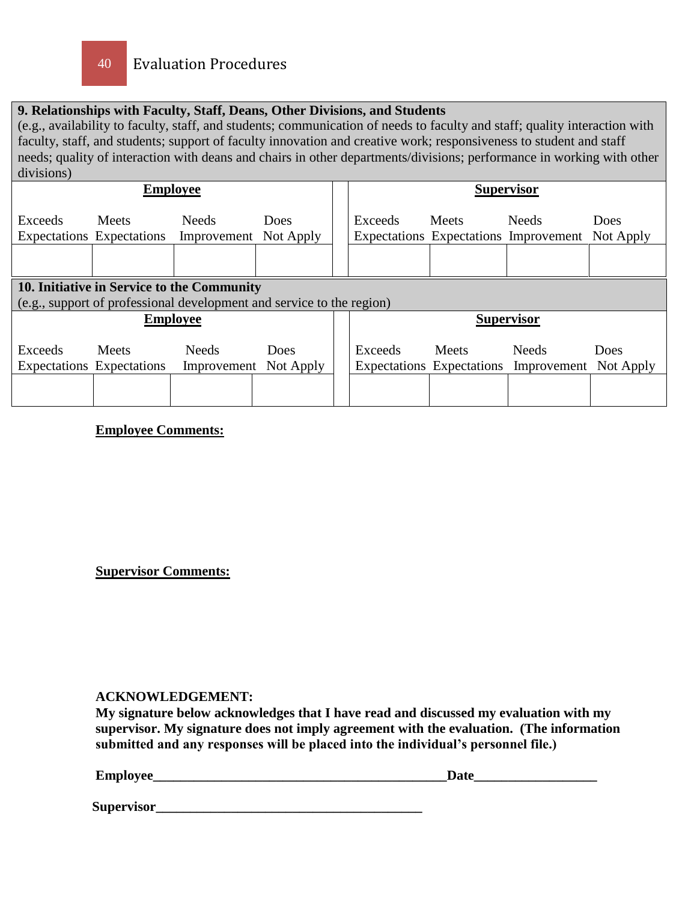| **9. Relationships with Faculty, Staff, Deans, Other Divisions, and Students** (e.g., availability to faculty, staff, and students; communication of needs to faculty and staff; quality interaction with faculty, staff, and students; support of faculty innovation and creative work; responsiveness to student and staff needs; quality of interaction with deans and chairs in other departments/divisions; performance in working with other divisions) | | | | | | | | |
|---|---|---|---|---|---|---|---|---|
| **Employee** | | | | | **Supervisor** | | | |
| Exceeds Expectations | Meets Expectations | Needs Improvement | Does Not Apply | | Exceeds Expectations | Meets Expectations | Needs Improvement | Does Not Apply |
| | | | | | | | | |

| **10. Initiative in Service to the Community** (e.g., support of professional development and service to the region) | | | | | | | | |
|---|---|---|---|---|---|---|---|---|
| **Employee** | | | | | **Supervisor** | | | |
| Exceeds Expectations | Meets Expectations | Needs Improvement | Does Not Apply | | Exceeds Expectations | Meets Expectations | Needs Improvement | Does Not Apply |
| | | | | | | | | |

**Employee Comments:**

**Supervisor Comments:**

**ACKNOWLEDGEMENT:**
**My signature below acknowledges that I have read and discussed my evaluation with my supervisor. My signature does not imply agreement with the evaluation. (The information submitted and any responses will be placed into the individual's personnel file.)**

**Employee**_____________________________________________**Date**__________________

**Supervisor**________________________________________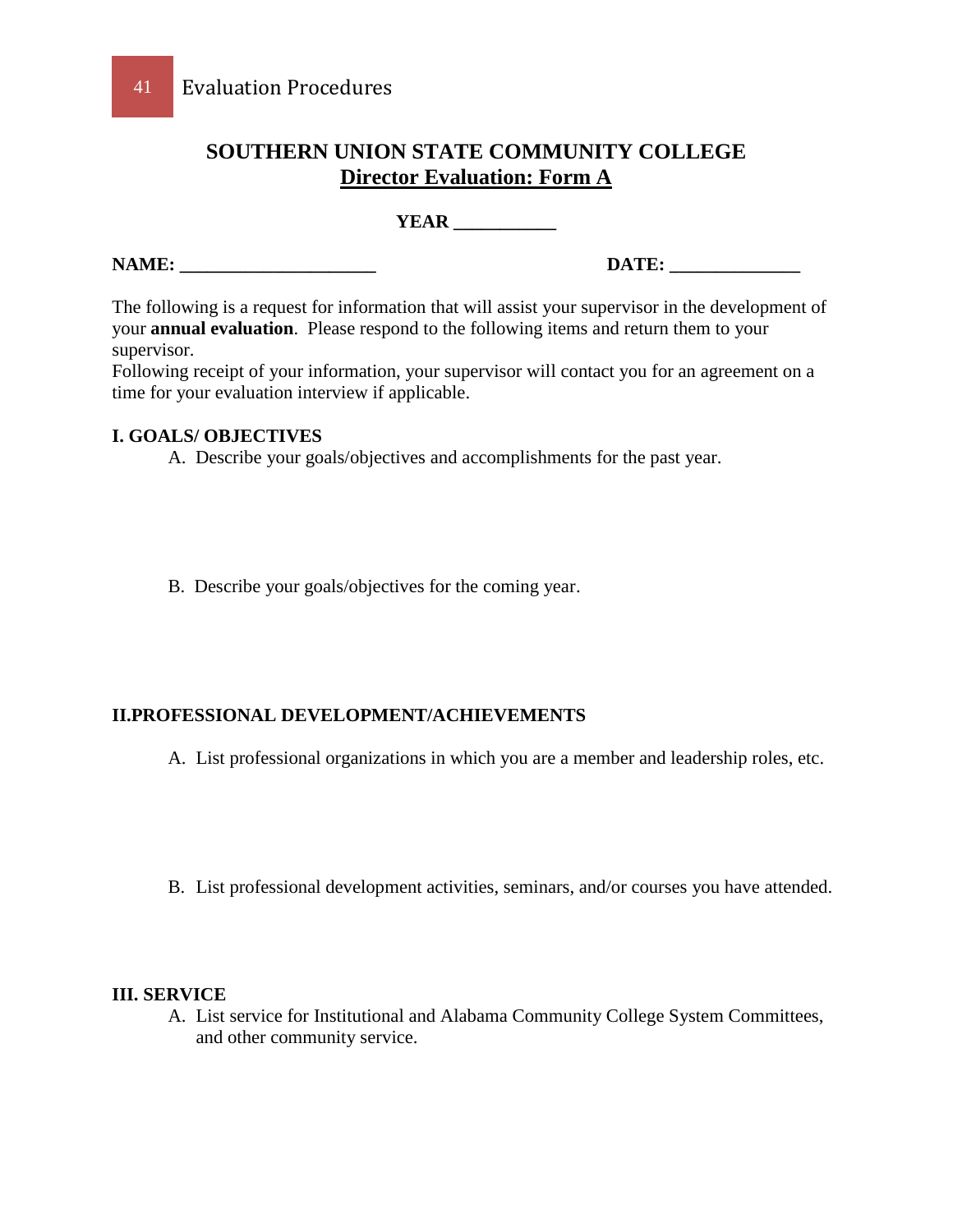# SOUTHERN UNION STATE COMMUNITY COLLEGE

## Director Evaluation: Form A

**YEAR ___________**

**NAME: _____________________** **DATE: ______________**

The following is a request for information that will assist your supervisor in the development of your **annual evaluation**. Please respond to the following items and return them to your supervisor.
Following receipt of your information, your supervisor will contact you for an agreement on a time for your evaluation interview if applicable.

**I. GOALS/ OBJECTIVES**

A. Describe your goals/objectives and accomplishments for the past year.

B. Describe your goals/objectives for the coming year.

**II.PROFESSIONAL DEVELOPMENT/ACHIEVEMENTS**

A. List professional organizations in which you are a member and leadership roles, etc.

B. List professional development activities, seminars, and/or courses you have attended.

**III. SERVICE**

A. List service for Institutional and Alabama Community College System Committees, and other community service.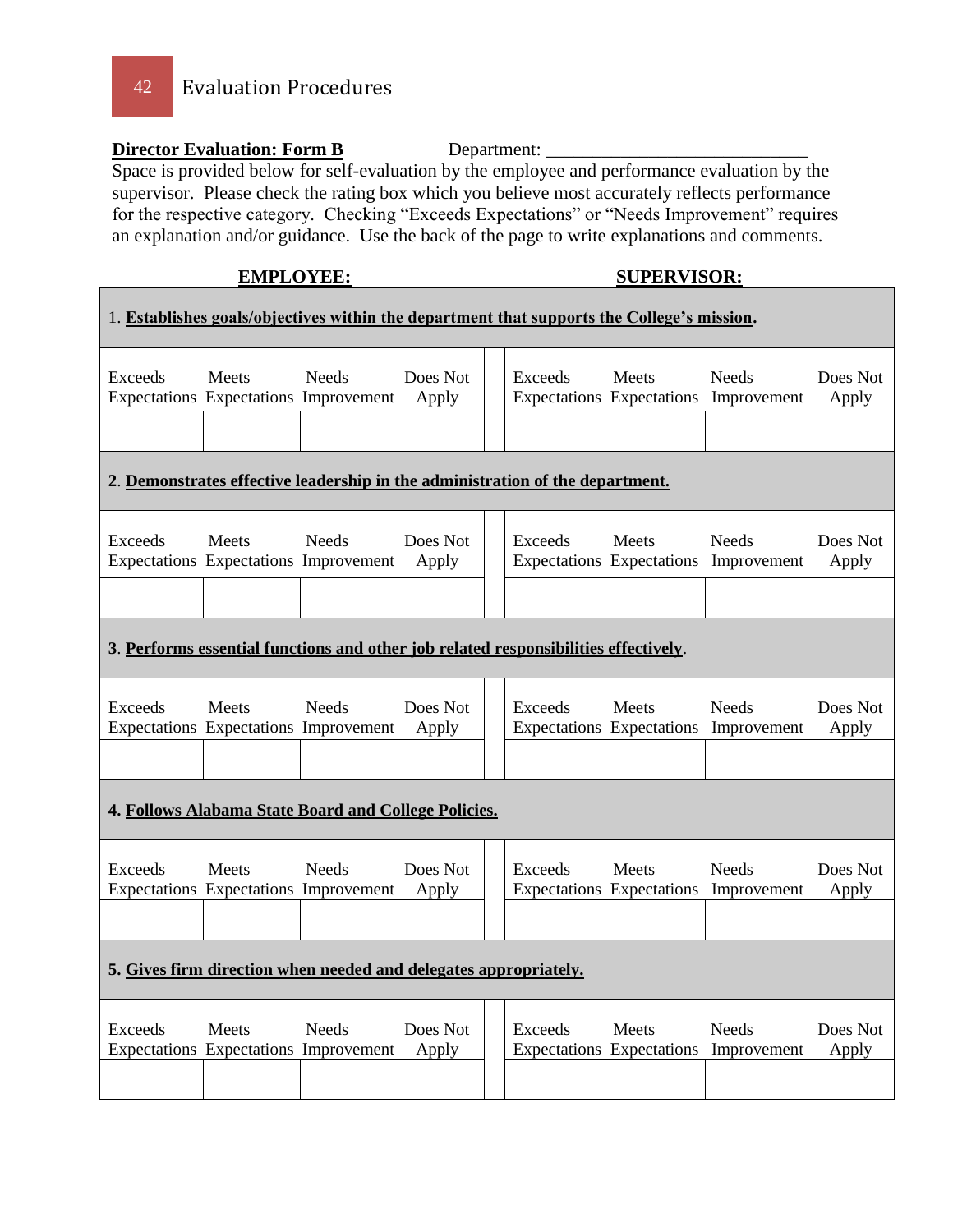**Director Evaluation: Form B** Department: ___________________________

Space is provided below for self-evaluation by the employee and performance evaluation by the supervisor. Please check the rating box which you believe most accurately reflects performance for the respective category. Checking “Exceeds Expectations” or “Needs Improvement” requires an explanation and/or guidance. Use the back of the page to write explanations and comments.

| **EMPLOYEE:** | | | | | **SUPERVISOR:** | | | |
|---|---|---|---|---|---|---|---|---|
| 1. **Establishes goals/objectives within the department that supports the College’s mission.** | | | | | | | | |
| Exceeds Expectations | Meets Expectations | Needs Improvement | Does Not Apply | | Exceeds Expectations | Meets Expectations | Needs Improvement | Does Not Apply |
| | | | | | | | | |
| 2. **Demonstrates effective leadership in the administration of the department.** | | | | | | | | |
| Exceeds Expectations | Meets Expectations | Needs Improvement | Does Not Apply | | Exceeds Expectations | Meets Expectations | Needs Improvement | Does Not Apply |
| | | | | | | | | |
| 3. **Performs essential functions and other job related responsibilities effectively**. | | | | | | | | |
| Exceeds Expectations | Meets Expectations | Needs Improvement | Does Not Apply | | Exceeds Expectations | Meets Expectations | Needs Improvement | Does Not Apply |
| | | | | | | | | |
| **4. Follows Alabama State Board and College Policies.** | | | | | | | | |
| Exceeds Expectations | Meets Expectations | Needs Improvement | Does Not Apply | | Exceeds Expectations | Meets Expectations | Needs Improvement | Does Not Apply |
| | | | | | | | | |
| **5. Gives firm direction when needed and delegates appropriately.** | | | | | | | | |
| Exceeds Expectations | Meets Expectations | Needs Improvement | Does Not Apply | | Exceeds Expectations | Meets Expectations | Needs Improvement | Does Not Apply |
| | | | | | | | | |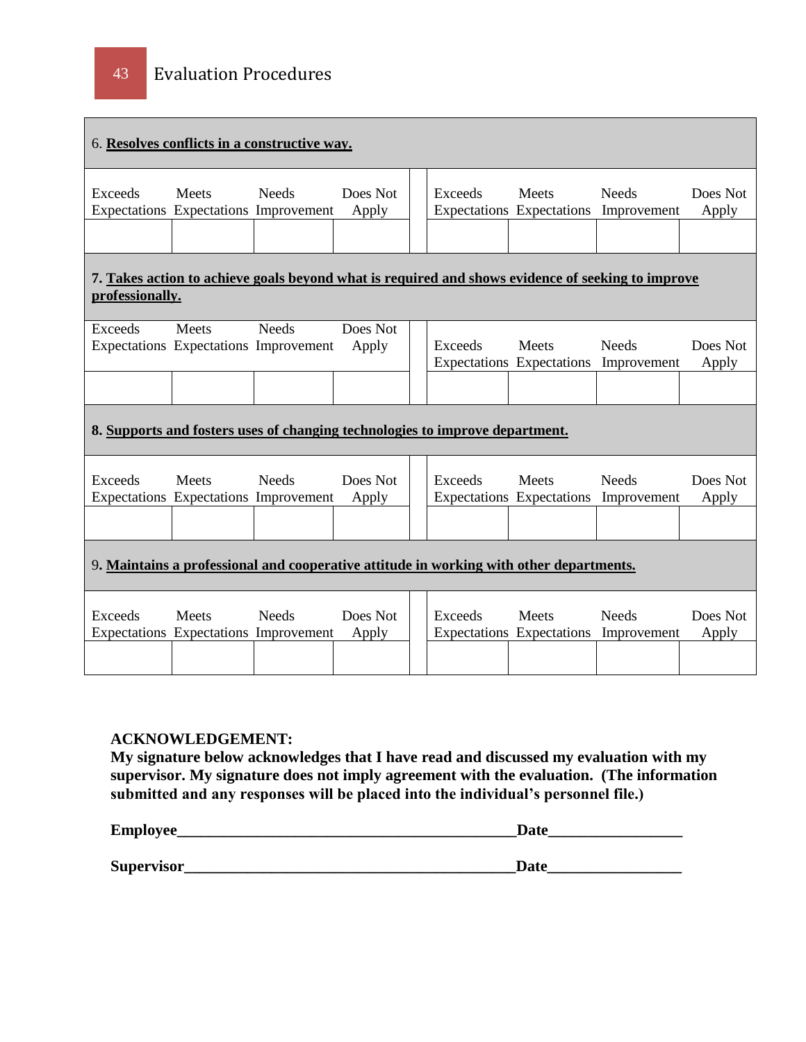| 6. **Resolves conflicts in a constructive way.** | | | | | | | | |
|---|---|---|---|---|---|---|---|---|
| Exceeds Expectations | Meets Expectations | Needs Improvement | Does Not Apply | | Exceeds Expectations | Meets Expectations | Needs Improvement | Does Not Apply |
| | | | | | | | | |
| **7. Takes action to achieve goals beyond what is required and shows evidence of seeking to improve professionally.** | | | | | | | | |
| Exceeds Expectations | Meets Expectations | Needs Improvement | Does Not Apply | | Exceeds Expectations | Meets Expectations | Needs Improvement | Does Not Apply |
| | | | | | | | | |
| **8. Supports and fosters uses of changing technologies to improve department.** | | | | | | | | |
| Exceeds Expectations | Meets Expectations | Needs Improvement | Does Not Apply | | Exceeds Expectations | Meets Expectations | Needs Improvement | Does Not Apply |
| | | | | | | | | |
| 9**. Maintains a professional and cooperative attitude in working with other departments.** | | | | | | | | |
| Exceeds Expectations | Meets Expectations | Needs Improvement | Does Not Apply | | Exceeds Expectations | Meets Expectations | Needs Improvement | Does Not Apply |
| | | | | | | | | |

**ACKNOWLEDGEMENT:**
**My signature below acknowledges that I have read and discussed my evaluation with my supervisor. My signature does not imply agreement with the evaluation. (The information submitted and any responses will be placed into the individual's personnel file.)**

**Employee\_\_\_\_\_\_\_\_\_\_\_\_\_\_\_\_\_\_\_\_\_\_\_\_\_\_\_\_\_\_\_\_\_\_\_\_\_\_\_\_\_\_\_\_Date\_\_\_\_\_\_\_\_\_\_\_\_\_\_\_\_\_\_**

**Supervisor\_\_\_\_\_\_\_\_\_\_\_\_\_\_\_\_\_\_\_\_\_\_\_\_\_\_\_\_\_\_\_\_\_\_\_\_\_\_\_\_\_\_\_Date\_\_\_\_\_\_\_\_\_\_\_\_\_\_\_\_\_\_**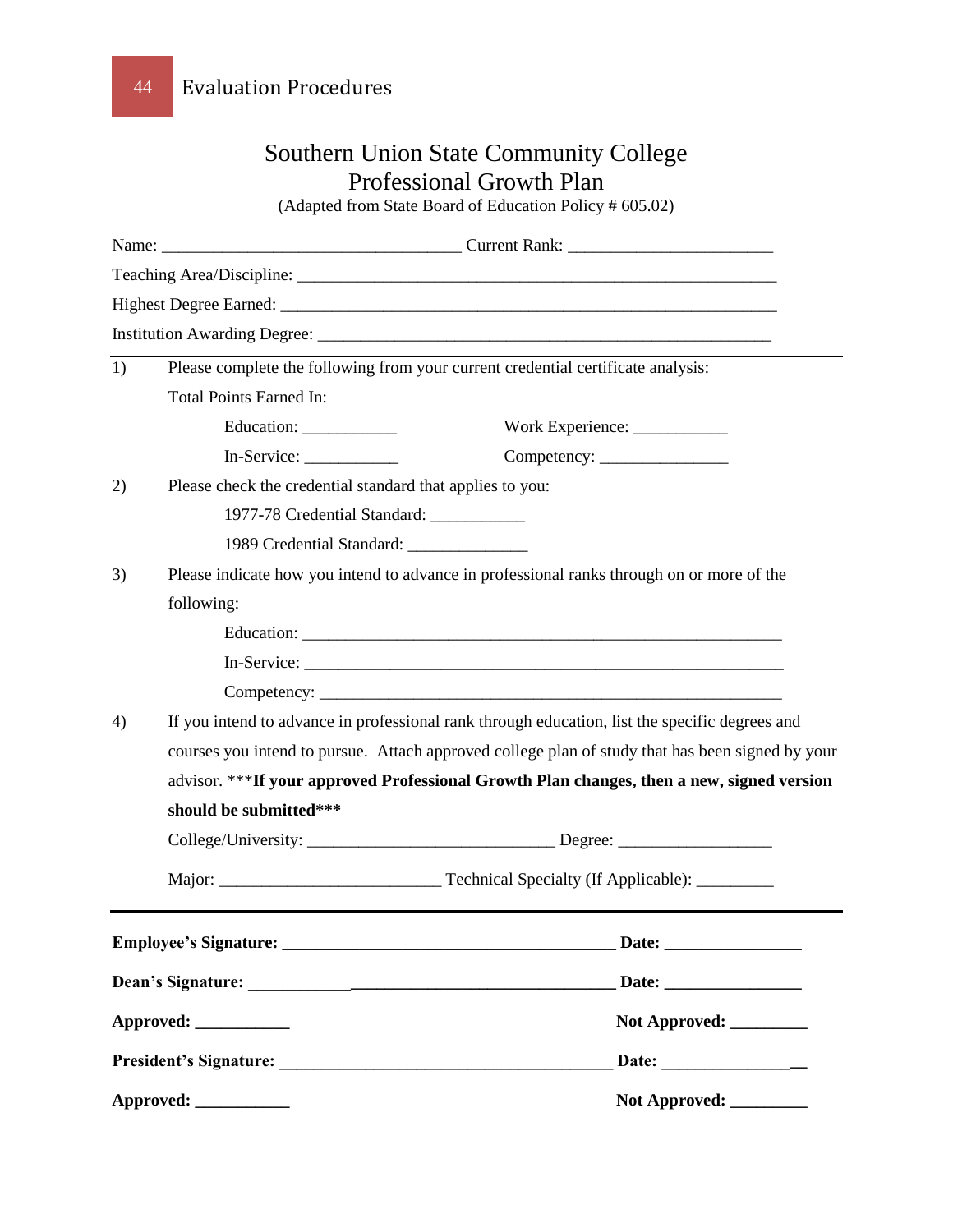# Southern Union State Community College
## Professional Growth Plan

(Adapted from State Board of Education Policy # 605.02)

Name: ___________________________________ Current Rank: ________________________

Teaching Area/Discipline: ________________________________________________________

Highest Degree Earned: __________________________________________________________

Institution Awarding Degree: _____________________________________________________

---

1) Please complete the following from your current credential certificate analysis:

   Total Points Earned In:

   Education: ___________ Work Experience: ___________

   In-Service: ___________ Competency: _______________

2) Please check the credential standard that applies to you:

   1977-78 Credential Standard: ___________

   1989 Credential Standard: ______________

3) Please indicate how you intend to advance in professional ranks through on or more of the following:

   Education: __________________________________________________________

   In-Service: __________________________________________________________

   Competency: ________________________________________________________

4) If you intend to advance in professional rank through education, list the specific degrees and courses you intend to pursue. Attach approved college plan of study that has been signed by your advisor. ***If your approved Professional Growth Plan changes, then a new, signed version should be submitted***

   College/University: ____________________________ Degree: __________________

   Major: _________________________ Technical Specialty (If Applicable): _________

---

**Employee's Signature: _______________________________________ Date: ________________**

**Dean's Signature: _______________________________________ Date: ________________**

**Approved: ___________ Not Approved: _________**

**President's Signature: _______________________________________ Date: ________________**

**Approved: ___________ Not Approved: _________**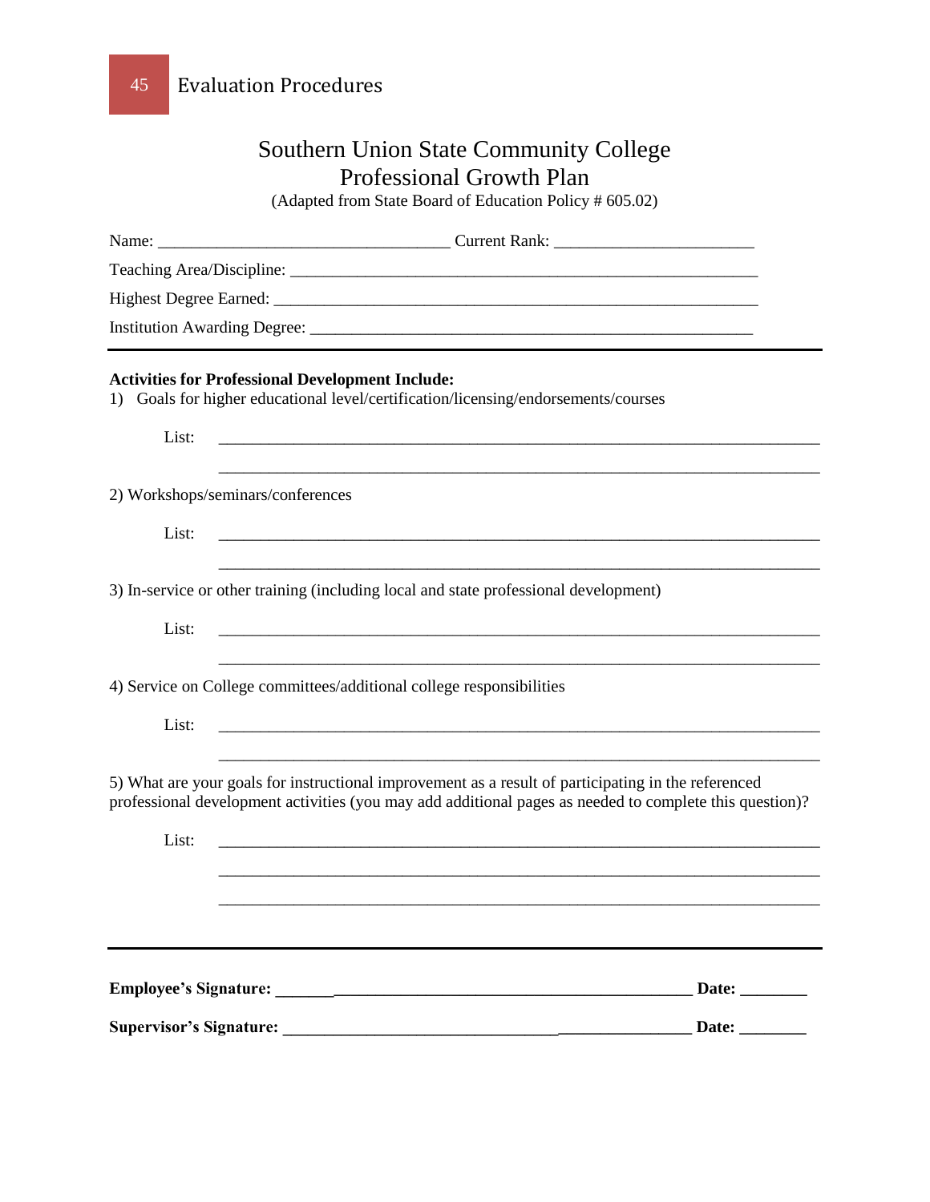# Southern Union State Community College
## Professional Growth Plan

(Adapted from State Board of Education Policy # 605.02)

Name: ___________________________________ Current Rank: ________________________

Teaching Area/Discipline: ________________________________________________________

Highest Degree Earned: __________________________________________________________

Institution Awarding Degree: _____________________________________________________

---

**Activities for Professional Development Include:**

1) Goals for higher educational level/certification/licensing/endorsements/courses

List: ________________________________________________________________________

________________________________________________________________________

2) Workshops/seminars/conferences

List: ________________________________________________________________________

________________________________________________________________________

3) In-service or other training (including local and state professional development)

List: ________________________________________________________________________

________________________________________________________________________

4) Service on College committees/additional college responsibilities

List: ________________________________________________________________________

________________________________________________________________________

5) What are your goals for instructional improvement as a result of participating in the referenced professional development activities (you may add additional pages as needed to complete this question)?

List: ________________________________________________________________________

________________________________________________________________________

________________________________________________________________________

---

**Employee's Signature: ____________________________________________________ Date: ________**

**Supervisor's Signature: ___________________________________________________ Date: ________**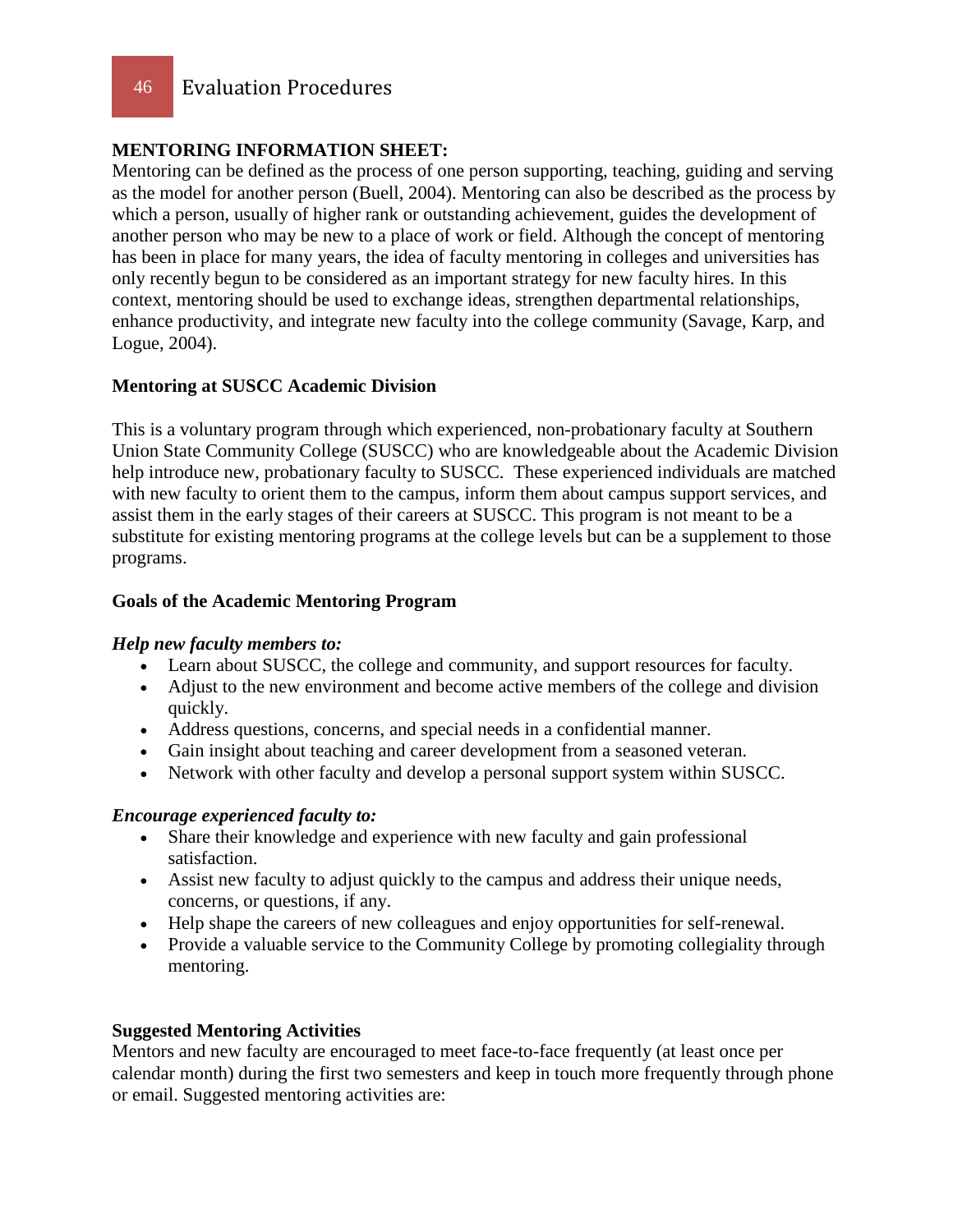**MENTORING INFORMATION SHEET:**

Mentoring can be defined as the process of one person supporting, teaching, guiding and serving as the model for another person (Buell, 2004). Mentoring can also be described as the process by which a person, usually of higher rank or outstanding achievement, guides the development of another person who may be new to a place of work or field. Although the concept of mentoring has been in place for many years, the idea of faculty mentoring in colleges and universities has only recently begun to be considered as an important strategy for new faculty hires. In this context, mentoring should be used to exchange ideas, strengthen departmental relationships, enhance productivity, and integrate new faculty into the college community (Savage, Karp, and Logue, 2004).

**Mentoring at SUSCC Academic Division**

This is a voluntary program through which experienced, non-probationary faculty at Southern Union State Community College (SUSCC) who are knowledgeable about the Academic Division help introduce new, probationary faculty to SUSCC. These experienced individuals are matched with new faculty to orient them to the campus, inform them about campus support services, and assist them in the early stages of their careers at SUSCC. This program is not meant to be a substitute for existing mentoring programs at the college levels but can be a supplement to those programs.

**Goals of the Academic Mentoring Program**

***Help new faculty members to:***

- Learn about SUSCC, the college and community, and support resources for faculty.
- Adjust to the new environment and become active members of the college and division quickly.
- Address questions, concerns, and special needs in a confidential manner.
- Gain insight about teaching and career development from a seasoned veteran.
- Network with other faculty and develop a personal support system within SUSCC.

***Encourage experienced faculty to:***

- Share their knowledge and experience with new faculty and gain professional satisfaction.
- Assist new faculty to adjust quickly to the campus and address their unique needs, concerns, or questions, if any.
- Help shape the careers of new colleagues and enjoy opportunities for self-renewal.
- Provide a valuable service to the Community College by promoting collegiality through mentoring.

**Suggested Mentoring Activities**

Mentors and new faculty are encouraged to meet face-to-face frequently (at least once per calendar month) during the first two semesters and keep in touch more frequently through phone or email. Suggested mentoring activities are: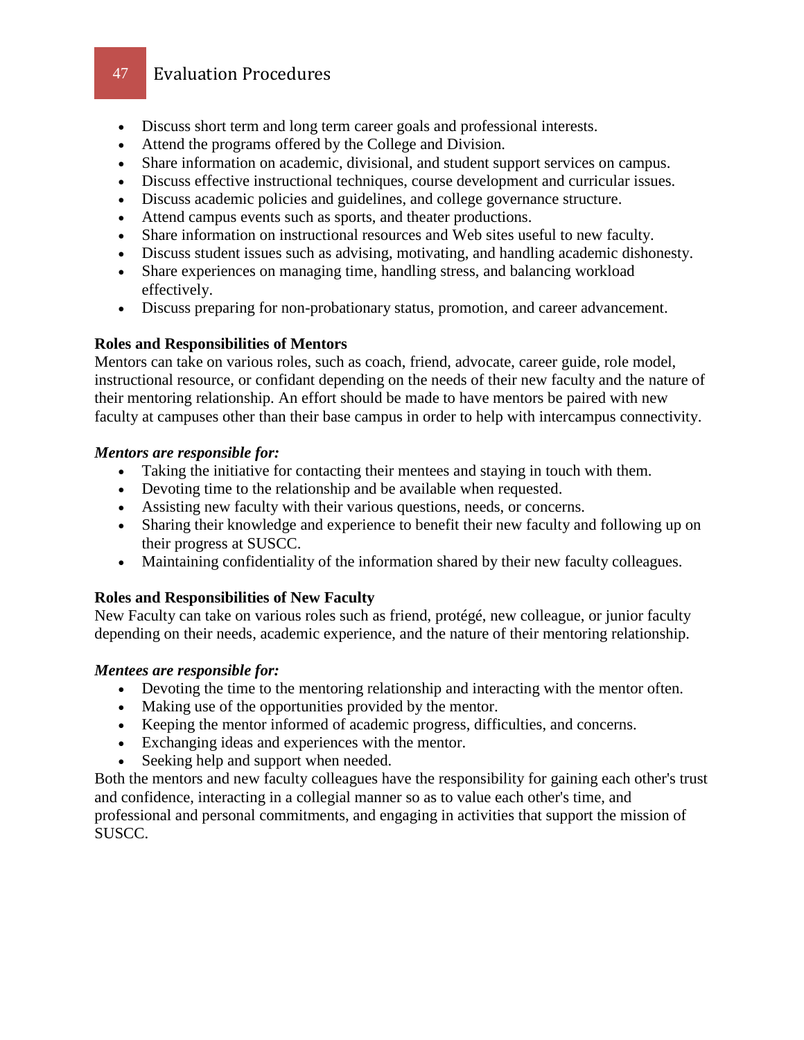- Discuss short term and long term career goals and professional interests.
- Attend the programs offered by the College and Division.
- Share information on academic, divisional, and student support services on campus.
- Discuss effective instructional techniques, course development and curricular issues.
- Discuss academic policies and guidelines, and college governance structure.
- Attend campus events such as sports, and theater productions.
- Share information on instructional resources and Web sites useful to new faculty.
- Discuss student issues such as advising, motivating, and handling academic dishonesty.
- Share experiences on managing time, handling stress, and balancing workload effectively.
- Discuss preparing for non-probationary status, promotion, and career advancement.

**Roles and Responsibilities of Mentors**

Mentors can take on various roles, such as coach, friend, advocate, career guide, role model, instructional resource, or confidant depending on the needs of their new faculty and the nature of their mentoring relationship. An effort should be made to have mentors be paired with new faculty at campuses other than their base campus in order to help with intercampus connectivity.

***Mentors are responsible for:***

- Taking the initiative for contacting their mentees and staying in touch with them.
- Devoting time to the relationship and be available when requested.
- Assisting new faculty with their various questions, needs, or concerns.
- Sharing their knowledge and experience to benefit their new faculty and following up on their progress at SUSCC.
- Maintaining confidentiality of the information shared by their new faculty colleagues.

**Roles and Responsibilities of New Faculty**

New Faculty can take on various roles such as friend, protégé, new colleague, or junior faculty depending on their needs, academic experience, and the nature of their mentoring relationship.

***Mentees are responsible for:***

- Devoting the time to the mentoring relationship and interacting with the mentor often.
- Making use of the opportunities provided by the mentor.
- Keeping the mentor informed of academic progress, difficulties, and concerns.
- Exchanging ideas and experiences with the mentor.
- Seeking help and support when needed.

Both the mentors and new faculty colleagues have the responsibility for gaining each other's trust and confidence, interacting in a collegial manner so as to value each other's time, and professional and personal commitments, and engaging in activities that support the mission of SUSCC.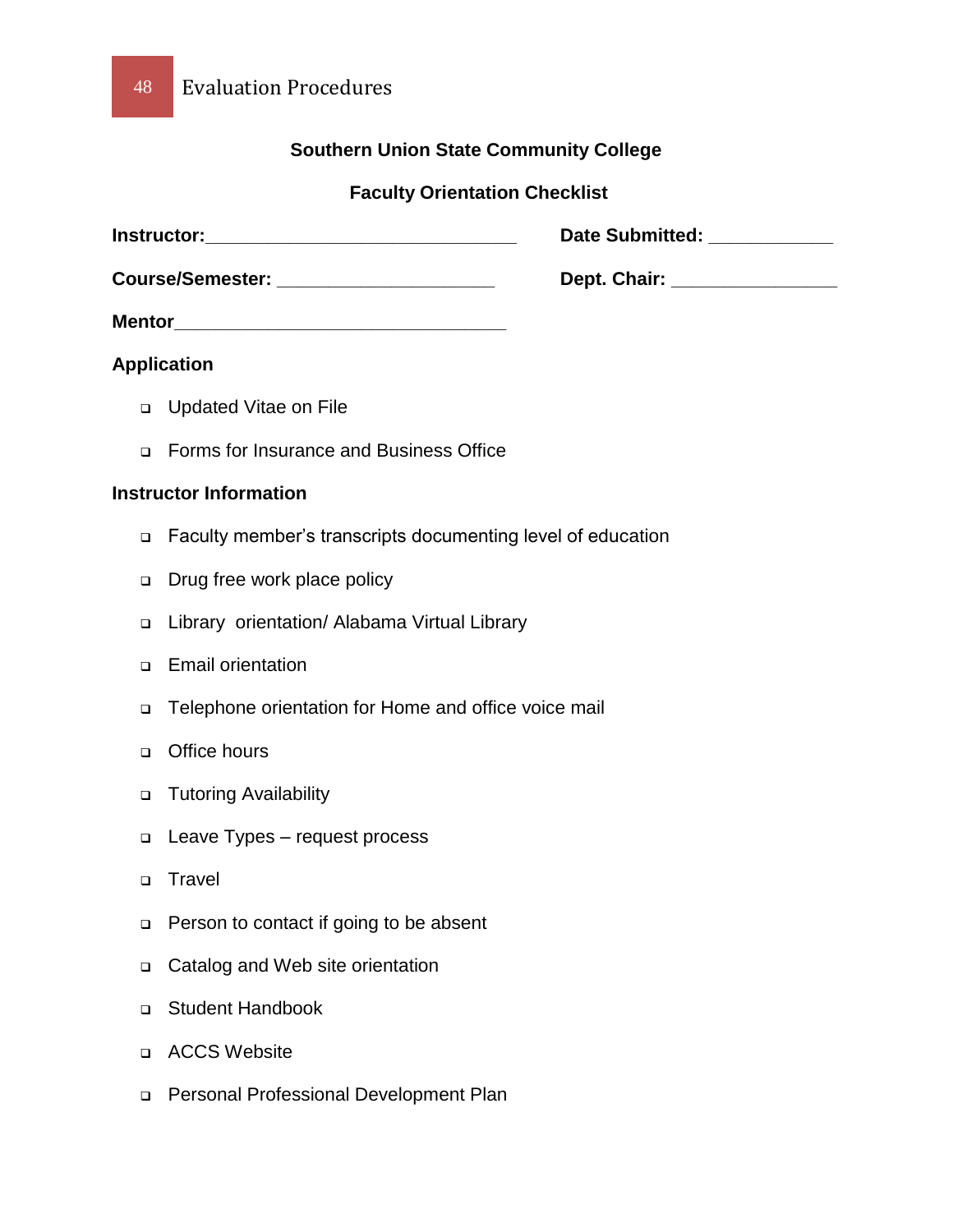**Southern Union State Community College**

**Faculty Orientation Checklist**

**Instructor:**______________________________ **Date Submitted:** ____________

**Course/Semester:** _____________________ **Dept. Chair:** ________________

**Mentor**________________________________

**Application**

- ❑ Updated Vitae on File
- ❑ Forms for Insurance and Business Office

**Instructor Information**

- ❑ Faculty member's transcripts documenting level of education
- ❑ Drug free work place policy
- ❑ Library orientation/ Alabama Virtual Library
- ❑ Email orientation
- ❑ Telephone orientation for Home and office voice mail
- ❑ Office hours
- ❑ Tutoring Availability
- ❑ Leave Types – request process
- ❑ Travel
- ❑ Person to contact if going to be absent
- ❑ Catalog and Web site orientation
- ❑ Student Handbook
- ❑ ACCS Website
- ❑ Personal Professional Development Plan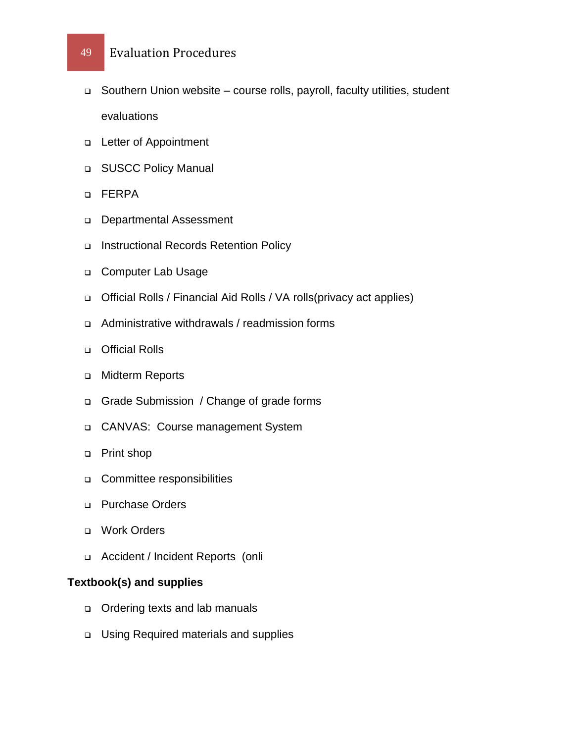- Southern Union website – course rolls, payroll, faculty utilities, student evaluations
- Letter of Appointment
- SUSCC Policy Manual
- FERPA
- Departmental Assessment
- Instructional Records Retention Policy
- Computer Lab Usage
- Official Rolls / Financial Aid Rolls / VA rolls(privacy act applies)
- Administrative withdrawals / readmission forms
- Official Rolls
- Midterm Reports
- Grade Submission / Change of grade forms
- CANVAS: Course management System
- Print shop
- Committee responsibilities
- Purchase Orders
- Work Orders
- Accident / Incident Reports (onli

**Textbook(s) and supplies**

- Ordering texts and lab manuals
- Using Required materials and supplies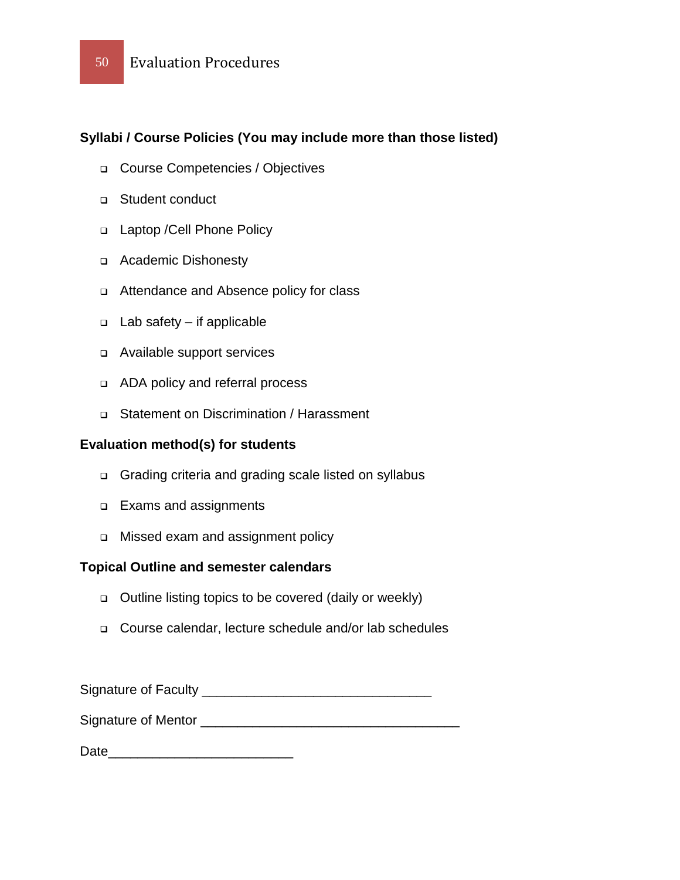**Syllabi / Course Policies (You may include more than those listed)**

- ❑ Course Competencies / Objectives
- ❑ Student conduct
- ❑ Laptop /Cell Phone Policy
- ❑ Academic Dishonesty
- ❑ Attendance and Absence policy for class
- ❑ Lab safety – if applicable
- ❑ Available support services
- ❑ ADA policy and referral process
- ❑ Statement on Discrimination / Harassment

**Evaluation method(s) for students**

- ❑ Grading criteria and grading scale listed on syllabus
- ❑ Exams and assignments
- ❑ Missed exam and assignment policy

**Topical Outline and semester calendars**

- ❑ Outline listing topics to be covered (daily or weekly)
- ❑ Course calendar, lecture schedule and/or lab schedules

Signature of Faculty ______________________________

Signature of Mentor __________________________________

Date________________________